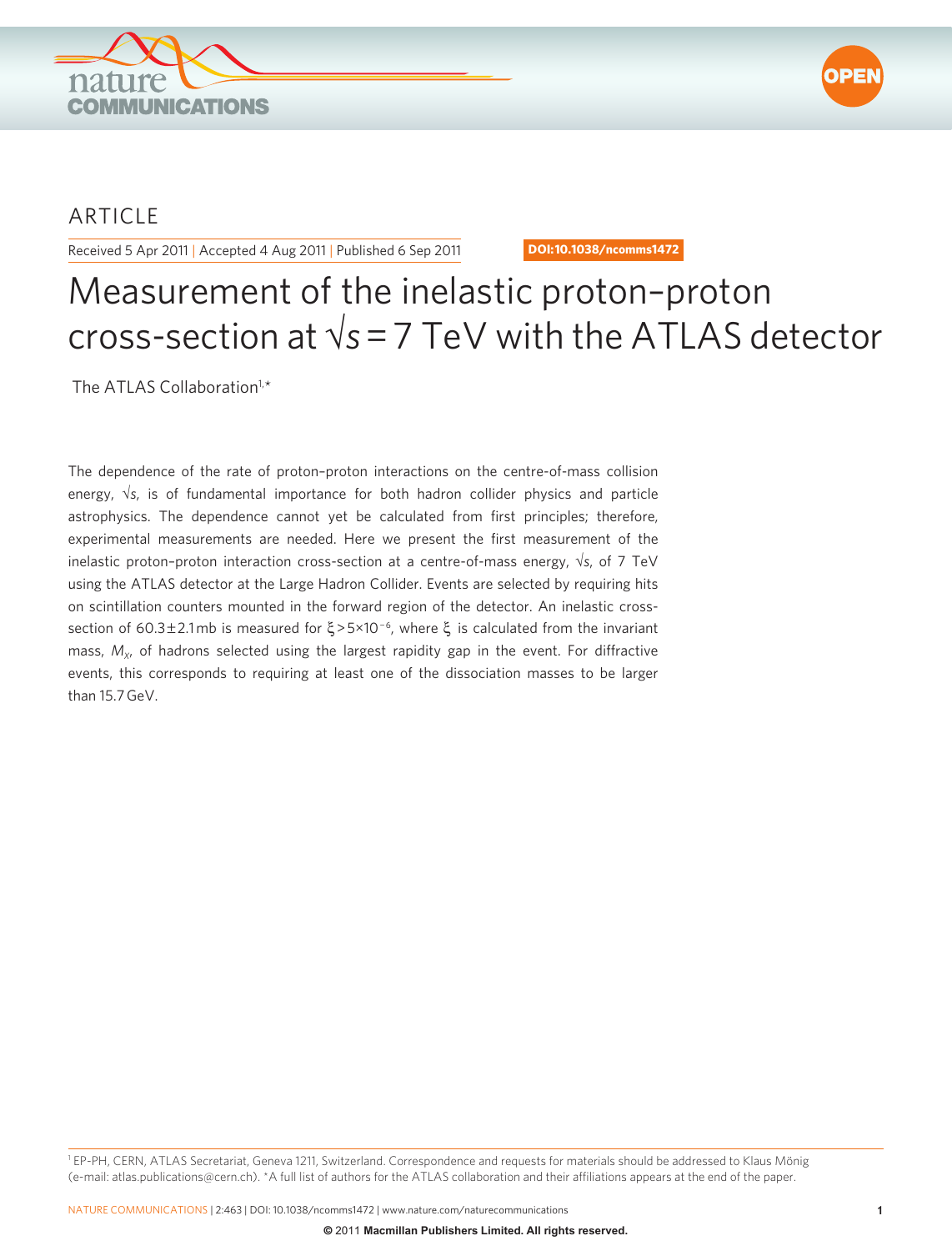ARTICLE

Received 5 Apr 2011 | Accepted 4 Aug 2011 | Published 6 Sep 2011

DOI:10.1038/ncomms1472

# Measurement of the inelastic proton–proton cross-section at $\sqrt{s} = 7$ TeV with the ATLAS detector

The ATLAS Collaboration[1,*]

The dependence of the rate of proton–proton interactions on the centre-of-mass collision energy, $\sqrt{s}$, is of fundamental importance for both hadron collider physics and particle astrophysics. The dependence cannot yet be calculated from first principles; therefore, experimental measurements are needed. Here we present the first measurement of the inelastic proton–proton interaction cross-section at a centre-of-mass energy, $\sqrt{s}$, of 7 TeV using the ATLAS detector at the Large Hadron Collider. Events are selected by requiring hits on scintillation counters mounted in the forward region of the detector. An inelastic cross-section of $60.3 \pm 2.1$ mb is measured for $\xi > 5 \times 10^{-6}$, where $\xi$ is calculated from the invariant mass, $M_X$, of hadrons selected using the largest rapidity gap in the event. For diffractive events, this corresponds to requiring at least one of the dissociation masses to be larger than 15.7 GeV.

[1] EP-PH, CERN, ATLAS Secretariat, Geneva 1211, Switzerland. Correspondence and requests for materials should be addressed to Klaus Mönig (e-mail: atlas.publications@cern.ch). *A full list of authors for the ATLAS collaboration and their affiliations appears at the end of the paper.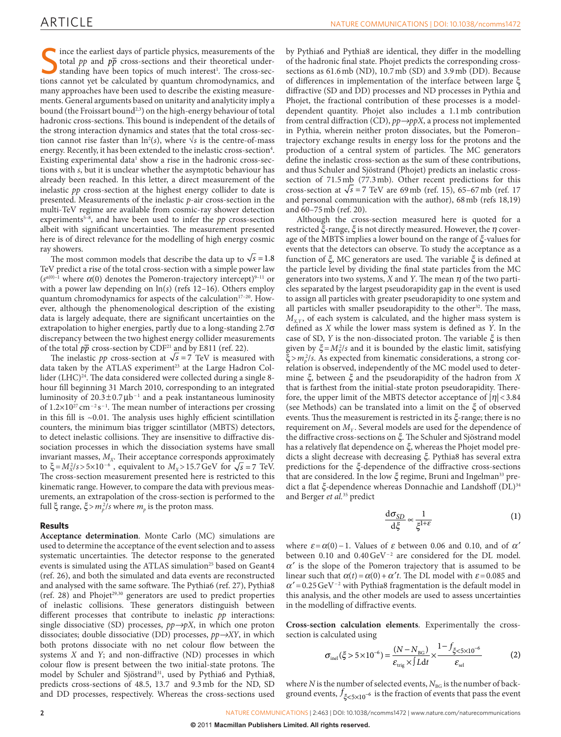Since the earliest days of particle physics, measurements of the total $pp$ and $p\bar{p}$ cross-sections and their theoretical understanding have been topics of much interest[1]. The cross-sections cannot yet be calculated by quantum chromodynamics, and many approaches have been used to describe the existing measurements. General arguments based on unitarity and analyticity imply a bound (the Froissart bound[2,3]) on the high-energy behaviour of total hadronic cross-sections. This bound is independent of the details of the strong interaction dynamics and states that the total cross-section cannot rise faster than $\ln^2(s)$, where $\sqrt{s}$ is the centre-of-mass energy. Recently, it has been extended to the inelastic cross-section[4]. Existing experimental data[1] show a rise in the hadronic cross-sections with $s$, but it is unclear whether the asymptotic behaviour has already been reached. In this letter, a direct measurement of the inelastic $pp$ cross-section at the highest energy collider to date is presented. Measurements of the inelastic $p$-air cross-section in the multi-TeV regime are available from cosmic-ray shower detection experiments[5–8], and have been used to infer the $pp$ cross-section albeit with significant uncertainties. The measurement presented here is of direct relevance for the modelling of high energy cosmic ray showers.

The most common models that describe the data up to $\sqrt{s} = 1.8$ TeV predict a rise of the total cross-section with a simple power law ($s^{\alpha(0)-1}$ where $\alpha(0)$ denotes the Pomeron-trajectory intercept)[9–11] or with a power law depending on $\ln(s)$ (refs 12–16). Others employ quantum chromodynamics for aspects of the calculation[17–20]. However, although the phenomenological description of the existing data is largely adequate, there are significant uncertainties on the extrapolation to higher energies, partly due to a long-standing 2.7σ discrepancy between the two highest energy collider measurements of the total $p\bar{p}$ cross-section by CDF[21] and by E811 (ref. 22).

The inelastic $pp$ cross-section at $\sqrt{s} = 7$ TeV is measured with data taken by the ATLAS experiment[23] at the Large Hadron Collider (LHC)[24]. The data considered were collected during a single 8-hour fill beginning 31 March 2010, corresponding to an integrated luminosity of $20.3 \pm 0.7\,\mu b^{-1}$ and a peak instantaneous luminosity of $1.2\times10^{27}\,cm^{-2}\,s^{-1}$. The mean number of interactions per crossing in this fill is ~0.01. The analysis uses highly efficient scintillation counters, the minimum bias trigger scintillator (MBTS) detectors, to detect inelastic collisions. They are insensitive to diffractive dissociation processes in which the dissociation systems have small invariant masses, $M_X$. Their acceptance corresponds approximately to $\xi = M_X^2/s > 5\times10^{-6}$, equivalent to $M_X > 15.7$ GeV for $\sqrt{s} = 7$ TeV. The cross-section measurement presented here is restricted to this kinematic range. However, to compare the data with previous measurements, an extrapolation of the cross-section is performed to the full ξ range, $\xi > m_p^2/s$ where $m_p$ is the proton mass.

## Results

**Acceptance determination**. Monte Carlo (MC) simulations are used to determine the acceptance of the event selection and to assess systematic uncertainties. The detector response to the generated events is simulated using the ATLAS simulation[25] based on Geant4 (ref. 26), and both the simulated and data events are reconstructed and analysed with the same software. The Pythia6 (ref. 27), Pythia8 (ref. 28) and Phojet[29,30] generators are used to predict properties of inelastic collisions. These generators distinguish between different processes that contribute to inelastic $pp$ interactions: single dissociative (SD) processes, $pp\rightarrow pX$, in which one proton dissociates; double dissociative (DD) processes, $pp\rightarrow XY$, in which both protons dissociate with no net colour flow between the systems $X$ and $Y$; and non-diffractive (ND) processes in which colour flow is present between the two initial-state protons. The model by Schuler and Sjöstrand[31], used by Pythia6 and Pythia8, predicts cross-sections of 48.5, 13.7 and 9.3 mb for the ND, SD and DD processes, respectively. Whereas the cross-sections used by Pythia6 and Pythia8 are identical, they differ in the modelling of the hadronic final state. Phojet predicts the corresponding cross-sections as 61.6 mb (ND), 10.7 mb (SD) and 3.9 mb (DD). Because of differences in implementation of the interface between large ξ diffractive (SD and DD) processes and ND processes in Pythia and Phojet, the fractional contribution of these processes is a model-dependent quantity. Phojet also includes a 1.1 mb contribution from central diffraction (CD), $pp\rightarrow ppX$, a process not implemented in Pythia, wherein neither proton dissociates, but the Pomeron–trajectory exchange results in energy loss for the protons and the production of a central system of particles. The MC generators define the inelastic cross-section as the sum of these contributions, and thus Schuler and Sjöstrand (Phojet) predicts an inelastic cross-section of 71.5 mb (77.3 mb). Other recent predictions for this cross-section at $\sqrt{s} = 7$ TeV are 69 mb (ref. 15), 65–67 mb (ref. 17 and personal communication with the author), 68 mb (refs 18,19) and 60–75 mb (ref. 20).

Although the cross-section measured here is quoted for a restricted ξ-range, ξ is not directly measured. However, the η coverage of the MBTS implies a lower bound on the range of ξ-values for events that the detectors can observe. To study the acceptance as a function of ξ, MC generators are used. The variable ξ is defined at the particle level by dividing the final state particles from the MC generators into two systems, $X$ and $Y$. The mean η of the two particles separated by the largest pseudorapidity gap in the event is used to assign all particles with greater pseudorapidity to one system and all particles with smaller pseudorapidity to the other[32]. The mass, $M_{X,Y}$, of each system is calculated, and the higher mass system is defined as $X$ while the lower mass system is defined as $Y$. In the case of SD, $Y$ is the non-dissociated proton. The variable ξ is then given by $\xi = M_X^2/s$ and it is bounded by the elastic limit, satisfying $\xi > m_p^2/s$. As expected from kinematic considerations, a strong correlation is observed, independently of the MC model used to determine ξ, between ξ and the pseudorapidity of the hadron from $X$ that is farthest from the initial-state proton pseudorapidity. Therefore, the upper limit of the MBTS detector acceptance of $|\eta| < 3.84$ (see Methods) can be translated into a limit on the ξ of observed events. Thus the measurement is restricted in its ξ-range; there is no requirement on $M_Y$. Several models are used for the dependence of the diffractive cross-sections on ξ. The Schuler and Sjöstrand model has a relatively flat dependence on ξ, whereas the Phojet model predicts a slight decrease with decreasing ξ. Pythia8 has several extra predictions for the ξ-dependence of the diffractive cross-sections that are considered. In the low ξ regime, Bruni and Ingelman[33] predict a flat ξ-dependence whereas Donnachie and Landshoff (DL)[34] and Berger *et al.*[35] predict

$$\frac{d\sigma_{SD}}{d\xi} \propto \frac{1}{\xi^{1+\varepsilon}} \tag{1}$$

where $\varepsilon = \alpha(0) - 1$. Values of $\varepsilon$ between 0.06 and 0.10, and of $\alpha'$ between 0.10 and $0.40\,GeV^{-2}$ are considered for the DL model. $\alpha'$ is the slope of the Pomeron trajectory that is assumed to be linear such that $\alpha(t) = \alpha(0) + \alpha' t$. The DL model with $\varepsilon = 0.085$ and $\alpha' = 0.25\,GeV^{-2}$ with Pythia8 fragmentation is the default model in this analysis, and the other models are used to assess uncertainties in the modelling of diffractive events.

**Cross-section calculation elements**. Experimentally the cross-section is calculated using

$$\sigma_{\text{inel}}(\xi > 5\times10^{-6}) = \frac{(N - N_{\text{BG}})}{\varepsilon_{\text{trig}} \times \int L dt} \times \frac{1 - f_{\xi<5\times10^{-6}}}{\varepsilon_{\text{sel}}} \tag{2}$$

where $N$ is the number of selected events, $N_{\text{BG}}$ is the number of background events, $f_{\xi<5\times10^{-6}}$ is the fraction of events that pass the event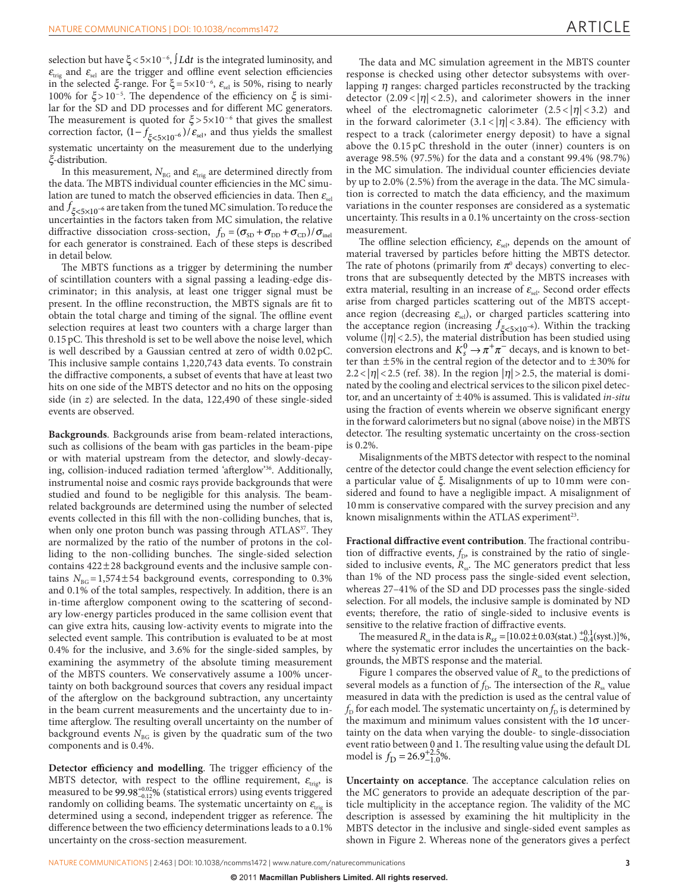selection but have $\xi < 5\times10^{-6}$, $\int Ldt$ is the integrated luminosity, and $\varepsilon_{trig}$ and $\varepsilon_{sel}$ are the trigger and offline event selection efficiencies in the selected $\xi$-range. For $\xi = 5\times10^{-6}$, $\varepsilon_{sel}$ is 50%, rising to nearly 100% for $\xi > 10^{-5}$. The dependence of the efficiency on $\xi$ is similar for the SD and DD processes and for different MC generators. The measurement is quoted for $\xi > 5\times10^{-6}$ that gives the smallest correction factor, $(1 - f_{\xi<5\times10^{-6}})/\varepsilon_{sel}$, and thus yields the smallest systematic uncertainty on the measurement due to the underlying $\xi$-distribution.

In this measurement, $N_{BG}$ and $\varepsilon_{trig}$ are determined directly from the data. The MBTS individual counter efficiencies in the MC simulation are tuned to match the observed efficiencies in data. Then $\varepsilon_{sel}$ and $f_{\xi<5\times10^{-6}}$ are taken from the tuned MC simulation. To reduce the uncertainties in the factors taken from MC simulation, the relative diffractive dissociation cross-section, $f_D = (\sigma_{SD} + \sigma_{DD} + \sigma_{CD})/\sigma_{inel}$ for each generator is constrained. Each of these steps is described in detail below.

The MBTS functions as a trigger by determining the number of scintillation counters with a signal passing a leading-edge discriminator; in this analysis, at least one trigger signal must be present. In the offline reconstruction, the MBTS signals are fit to obtain the total charge and timing of the signal. The offline event selection requires at least two counters with a charge larger than 0.15 pC. This threshold is set to be well above the noise level, which is well described by a Gaussian centred at zero of width 0.02 pC. This inclusive sample contains 1,220,743 data events. To constrain the diffractive components, a subset of events that have at least two hits on one side of the MBTS detector and no hits on the opposing side (in $z$) are selected. In the data, 122,490 of these single-sided events are observed.

**Backgrounds**. Backgrounds arise from beam-related interactions, such as collisions of the beam with gas particles in the beam-pipe or with material upstream from the detector, and slowly-decaying, collision-induced radiation termed 'afterglow'[36]. Additionally, instrumental noise and cosmic rays provide backgrounds that were studied and found to be negligible for this analysis. The beam-related backgrounds are determined using the number of selected events collected in this fill with the non-colliding bunches, that is, when only one proton bunch was passing through ATLAS[37]. They are normalized by the ratio of the number of protons in the colliding to the non-colliding bunches. The single-sided selection contains 422±28 background events and the inclusive sample contains $N_{BG} = 1{,}574 \pm 54$ background events, corresponding to 0.3% and 0.1% of the total samples, respectively. In addition, there is an in-time afterglow component owing to the scattering of secondary low-energy particles produced in the same collision event that can give extra hits, causing low-activity events to migrate into the selected event sample. This contribution is evaluated to be at most 0.4% for the inclusive, and 3.6% for the single-sided samples, by examining the asymmetry of the absolute timing measurement of the MBTS counters. We conservatively assume a 100% uncertainty on both background sources that covers any residual impact of the afterglow on the background subtraction, any uncertainty in the beam current measurements and the uncertainty due to in-time afterglow. The resulting overall uncertainty on the number of background events $N_{BG}$ is given by the quadratic sum of the two components and is 0.4%.

**Detector efficiency and modelling**. The trigger efficiency of the MBTS detector, with respect to the offline requirement, $\varepsilon_{trig}$, is measured to be $99.98^{+0.02}_{-0.12}$% (statistical errors) using events triggered randomly on colliding beams. The systematic uncertainty on $\varepsilon_{trig}$ is determined using a second, independent trigger as reference. The difference between the two efficiency determinations leads to a 0.1% uncertainty on the cross-section measurement.

The data and MC simulation agreement in the MBTS counter response is checked using other detector subsystems with overlapping $\eta$ ranges: charged particles reconstructed by the tracking detector $(2.09 < |\eta| < 2.5)$, and calorimeter showers in the inner wheel of the electromagnetic calorimeter $(2.5 < |\eta| < 3.2)$ and in the forward calorimeter $(3.1 < |\eta| < 3.84)$. The efficiency with respect to a track (calorimeter energy deposit) to have a signal above the 0.15 pC threshold in the outer (inner) counters is on average 98.5% (97.5%) for the data and a constant 99.4% (98.7%) in the MC simulation. The individual counter efficiencies deviate by up to 2.0% (2.5%) from the average in the data. The MC simulation is corrected to match the data efficiency, and the maximum variations in the counter responses are considered as a systematic uncertainty. This results in a 0.1% uncertainty on the cross-section measurement.

The offline selection efficiency, $\varepsilon_{sel}$, depends on the amount of material traversed by particles before hitting the MBTS detector. The rate of photons (primarily from $\pi^0$ decays) converting to electrons that are subsequently detected by the MBTS increases with extra material, resulting in an increase of $\varepsilon_{sel}$. Second order effects arise from charged particles scattering out of the MBTS acceptance region (decreasing $\varepsilon_{sel}$), or charged particles scattering into the acceptance region (increasing $f_{\xi<5\times10^{-6}}$). Within the tracking volume $(|\eta| < 2.5)$, the material distribution has been studied using conversion electrons and $K_s^0 \rightarrow \pi^+\pi^-$ decays, and is known to better than ±5% in the central region of the detector and to ±30% for $2.2 < |\eta| < 2.5$ (ref. 38). In the region $|\eta| > 2.5$, the material is dominated by the cooling and electrical services to the silicon pixel detector, and an uncertainty of ±40% is assumed. This is validated *in-situ* using the fraction of events wherein we observe significant energy in the forward calorimeters but no signal (above noise) in the MBTS detector. The resulting systematic uncertainty on the cross-section is 0.2%.

Misalignments of the MBTS detector with respect to the nominal centre of the detector could change the event selection efficiency for a particular value of $\xi$. Misalignments of up to 10 mm were considered and found to have a negligible impact. A misalignment of 10 mm is conservative compared with the survey precision and any known misalignments within the ATLAS experiment[23].

**Fractional diffractive event contribution**. The fractional contribution of diffractive events, $f_D$, is constrained by the ratio of single-sided to inclusive events, $R_{ss}$. The MC generators predict that less than 1% of the ND process pass the single-sided event selection, whereas 27–41% of the SD and DD processes pass the single-sided selection. For all models, the inclusive sample is dominated by ND events; therefore, the ratio of single-sided to inclusive events is sensitive to the relative fraction of diffractive events.

The measured $R_{ss}$ in the data is $R_{ss} = [10.02 \pm 0.03(\text{stat.}) ^{+0.1}_{-0.4}(\text{syst.})]\%$, where the systematic error includes the uncertainties on the backgrounds, the MBTS response and the material.

Figure 1 compares the observed value of $R_{ss}$ to the predictions of several models as a function of $f_D$. The intersection of the $R_{ss}$ value measured in data with the prediction is used as the central value of $f_D$ for each model. The systematic uncertainty on $f_D$ is determined by the maximum and minimum values consistent with the 1σ uncertainty on the data when varying the double- to single-dissociation event ratio between 0 and 1. The resulting value using the default DL model is $f_D = 26.9^{+2.5}_{-1.0}$%.

**Uncertainty on acceptance**. The acceptance calculation relies on the MC generators to provide an adequate description of the particle multiplicity in the acceptance region. The validity of the MC description is assessed by examining the hit multiplicity in the MBTS detector in the inclusive and single-sided event samples as shown in Figure 2. Whereas none of the generators gives a perfect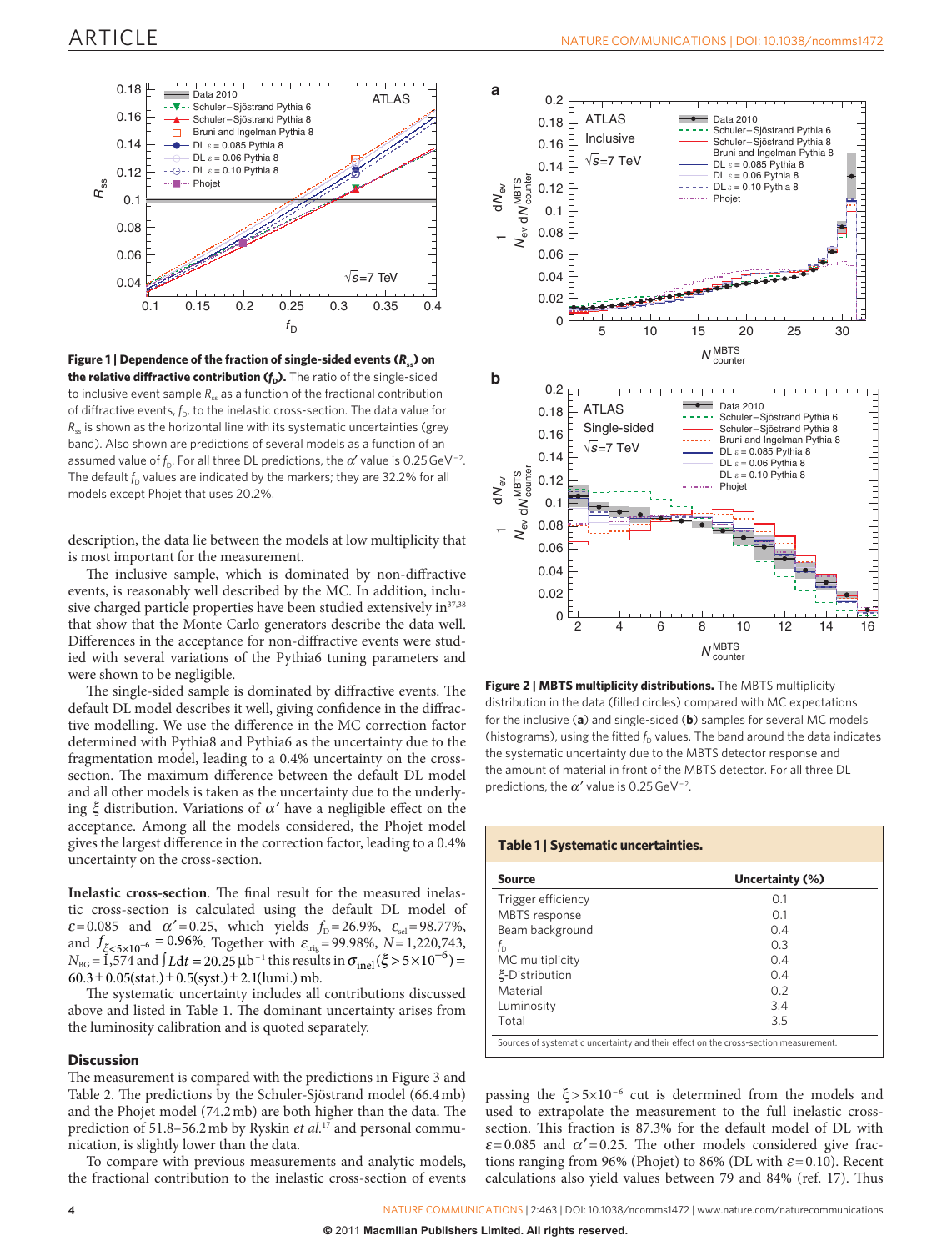**Figure 1 | Dependence of the fraction of single-sided events ($R_{ss}$) on the relative diffractive contribution ($f_D$).** The ratio of the single-sided to inclusive event sample $R_{ss}$ as a function of the fractional contribution of diffractive events, $f_D$, to the inelastic cross-section. The data value for $R_{ss}$ is shown as the horizontal line with its systematic uncertainties (grey band). Also shown are predictions of several models as a function of an assumed value of $f_D$. For all three DL predictions, the $\alpha'$ value is 0.25 GeV$^{-2}$. The default $f_D$ values are indicated by the markers; they are 32.2% for all models except Phojet that uses 20.2%.

description, the data lie between the models at low multiplicity that is most important for the measurement.

The inclusive sample, which is dominated by non-diffractive events, is reasonably well described by the MC. In addition, inclusive charged particle properties have been studied extensively in[37,38] that show that the Monte Carlo generators describe the data well. Differences in the acceptance for non-diffractive events were studied with several variations of the Pythia6 tuning parameters and were shown to be negligible.

The single-sided sample is dominated by diffractive events. The default DL model describes it well, giving confidence in the diffractive modelling. We use the difference in the MC correction factor determined with Pythia8 and Pythia6 as the uncertainty due to the fragmentation model, leading to a 0.4% uncertainty on the cross-section. The maximum difference between the default DL model and all other models is taken as the uncertainty due to the underlying $\xi$ distribution. Variations of $\alpha'$ have a negligible effect on the acceptance. Among all the models considered, the Phojet model gives the largest difference in the correction factor, leading to a 0.4% uncertainty on the cross-section.

**Inelastic cross-section**. The final result for the measured inelastic cross-section is calculated using the default DL model of $\varepsilon$=0.085 and $\alpha'$=0.25, which yields $f_D$=26.9%, $\varepsilon_{sel}$=98.77%, and $f_{\xi<5\times10^{-6}}$ = 0.96%. Together with $\varepsilon_{trig}$=99.98%, $N$=1,220,743, $N_{BG}$=1,574 and $\int L dt$ = 20.25 μb$^{-1}$ this results in $\sigma_{inel}(\xi>5\times10^{-6})$ = 60.3±0.05(stat.)±0.5(syst.)±2.1(lumi.) mb.

The systematic uncertainty includes all contributions discussed above and listed in Table 1. The dominant uncertainty arises from the luminosity calibration and is quoted separately.

## Discussion

The measurement is compared with the predictions in Figure 3 and Table 2. The predictions by the Schuler-Sjöstrand model (66.4 mb) and the Phojet model (74.2 mb) are both higher than the data. The prediction of 51.8–56.2 mb by Ryskin *et al.*[17] and personal communication, is slightly lower than the data.

To compare with previous measurements and analytic models, the fractional contribution to the inelastic cross-section of events passing the $\xi>5\times10^{-6}$ cut is determined from the models and used to extrapolate the measurement to the full inelastic cross-section. This fraction is 87.3% for the default model of DL with $\varepsilon$=0.085 and $\alpha'$=0.25. The other models considered give fractions ranging from 96% (Phojet) to 86% (DL with $\varepsilon$=0.10). Recent calculations also yield values between 79 and 84% (ref. 17). Thus

**Figure 2 | MBTS multiplicity distributions.** The MBTS multiplicity distribution in the data (filled circles) compared with MC expectations for the inclusive (**a**) and single-sided (**b**) samples for several MC models (histograms), using the fitted $f_D$ values. The band around the data indicates the systematic uncertainty due to the MBTS detector response and the amount of material in front of the MBTS detector. For all three DL predictions, the $\alpha'$ value is 0.25 GeV$^{-2}$.

**Table 1 | Systematic uncertainties.**

| Source | Uncertainty (%) |
|---|---|
| Trigger efficiency | 0.1 |
| MBTS response | 0.1 |
| Beam background | 0.4 |
| $f_D$ | 0.3 |
| MC multiplicity | 0.4 |
| $\xi$-Distribution | 0.4 |
| Material | 0.2 |
| Luminosity | 3.4 |
| Total | 3.5 |

Sources of systematic uncertainty and their effect on the cross-section measurement.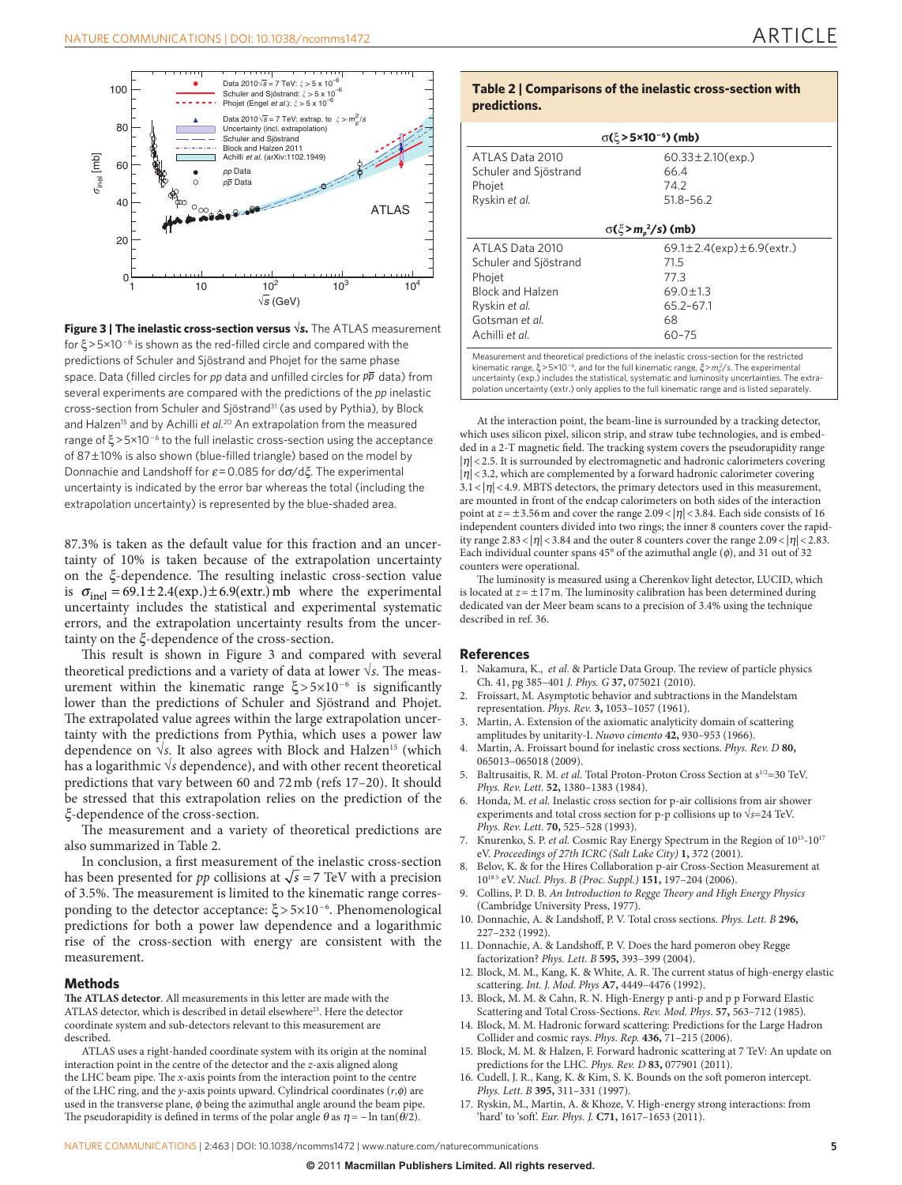**Figure 3 | The inelastic cross-section versus √s.** The ATLAS measurement for $\xi > 5\times10^{-6}$ is shown as the red-filled circle and compared with the predictions of Schuler and Sjöstrand and Phojet for the same phase space. Data (filled circles for $pp$ data and unfilled circles for $p\bar{p}$ data) from several experiments are compared with the predictions of the $pp$ inelastic cross-section from Schuler and Sjöstrand[31] (as used by Pythia), by Block and Halzen[15] and by Achilli *et al.*[20] An extrapolation from the measured range of $\xi > 5\times10^{-6}$ to the full inelastic cross-section using the acceptance of 87±10% is also shown (blue-filled triangle) based on the model by Donnachie and Landshoff for $\varepsilon = 0.085$ for $d\sigma/d\xi$. The experimental uncertainty is indicated by the error bar whereas the total (including the extrapolation uncertainty) is represented by the blue-shaded area.

87.3% is taken as the default value for this fraction and an uncertainty of 10% is taken because of the extrapolation uncertainty on the $\xi$-dependence. The resulting inelastic cross-section value is $\sigma_{\text{inel}} = 69.1 \pm 2.4(\text{exp.}) \pm 6.9(\text{extr.})$ mb where the experimental uncertainty includes the statistical and experimental systematic errors, and the extrapolation uncertainty results from the uncertainty on the $\xi$-dependence of the cross-section.

This result is shown in Figure 3 and compared with several theoretical predictions and a variety of data at lower $\sqrt{s}$. The measurement within the kinematic range $\xi > 5\times10^{-6}$ is significantly lower than the predictions of Schuler and Sjöstrand and Phojet. The extrapolated value agrees within the large extrapolation uncertainty with the predictions from Pythia, which uses a power law dependence on $\sqrt{s}$. It also agrees with Block and Halzen[15] (which has a logarithmic $\sqrt{s}$ dependence), and with other recent theoretical predictions that vary between 60 and 72 mb (refs 17–20). It should be stressed that this extrapolation relies on the prediction of the $\xi$-dependence of the cross-section.

The measurement and a variety of theoretical predictions are also summarized in Table 2.

In conclusion, a first measurement of the inelastic cross-section has been presented for $pp$ collisions at $\sqrt{s} = 7$ TeV with a precision of 3.5%. The measurement is limited to the kinematic range corresponding to the detector acceptance: $\xi > 5\times10^{-6}$. Phenomenological predictions for both a power law dependence and a logarithmic rise of the cross-section with energy are consistent with the measurement.

## Methods

**The ATLAS detector**. All measurements in this letter are made with the ATLAS detector, which is described in detail elsewhere[23]. Here the detector coordinate system and sub-detectors relevant to this measurement are described.

ATLAS uses a right-handed coordinate system with its origin at the nominal interaction point in the centre of the detector and the $z$-axis aligned along the LHC beam pipe. The $x$-axis points from the interaction point to the centre of the LHC ring, and the $y$-axis points upward. Cylindrical coordinates $(r,\phi)$ are used in the transverse plane, $\phi$ being the azimuthal angle around the beam pipe. The pseudorapidity is defined in terms of the polar angle $\theta$ as $\eta = -\ln\tan(\theta/2)$.

**Table 2 | Comparisons of the inelastic cross-section with predictions.**

| | |
|---|---|
| **$\sigma(\xi > 5\times10^{-6})$ (mb)** | |
| ATLAS Data 2010 | 60.33±2.10(exp.) |
| Schuler and Sjöstrand | 66.4 |
| Phojet | 74.2 |
| Ryskin *et al.* | 51.8–56.2 |
| **$\sigma(\xi > m_p^2/s)$ (mb)** | |
| ATLAS Data 2010 | 69.1±2.4(exp)±6.9(extr.) |
| Schuler and Sjöstrand | 71.5 |
| Phojet | 77.3 |
| Block and Halzen | 69.0±1.3 |
| Ryskin *et al.* | 65.2–67.1 |
| Gotsman *et al.* | 68 |
| Achilli *et al.* | 60–75 |

Measurement and theoretical predictions of the inelastic cross-section for the restricted kinematic range, $\xi > 5\times10^{-6}$, and for the full kinematic range, $\xi > m_p^2/s$. The experimental uncertainty (exp.) includes the statistical, systematic and luminosity uncertainties. The extrapolation uncertainty (extr.) only applies to the full kinematic range and is listed separately.

At the interaction point, the beam-line is surrounded by a tracking detector, which uses silicon pixel, silicon strip, and straw tube technologies, and is embedded in a 2-T magnetic field. The tracking system covers the pseudorapidity range $|\eta| < 2.5$. It is surrounded by electromagnetic and hadronic calorimeters covering $|\eta| < 3.2$, which are complemented by a forward hadronic calorimeter covering $3.1 < |\eta| < 4.9$. MBTS detectors, the primary detectors used in this measurement, are mounted in front of the endcap calorimeters on both sides of the interaction point at $z = \pm3.56$ m and cover the range $2.09 < |\eta| < 3.84$. Each side consists of 16 independent counters divided into two rings; the inner 8 counters cover the rapidity range $2.83 < |\eta| < 3.84$ and the outer 8 counters cover the range $2.09 < |\eta| < 2.83$. Each individual counter spans 45° of the azimuthal angle ($\phi$), and 31 out of 32 counters were operational.

The luminosity is measured using a Cherenkov light detector, LUCID, which is located at $z = \pm17$ m. The luminosity calibration has been determined during dedicated van der Meer beam scans to a precision of 3.4% using the technique described in ref. 36.

## References

1. Nakamura, K., *et al.* & Particle Data Group. The review of particle physics Ch. 41, pg 385–401 *J. Phys. G* **37,** 075021 (2010).
2. Froissart, M. Asymptotic behavior and subtractions in the Mandelstam representation. *Phys. Rev.* **3,** 1053–1057 (1961).
3. Martin, A. Extension of the axiomatic analyticity domain of scattering amplitudes by unitarity-I. *Nuovo cimento* **42,** 930–953 (1966).
4. Martin, A. Froissart bound for inelastic cross sections. *Phys. Rev. D* **80,** 065013–065018 (2009).
5. Baltrusaitis, R. M. *et al.* Total Proton-Proton Cross Section at $s^{1/2}$=30 TeV. *Phys. Rev. Lett.* **52,** 1380–1383 (1984).
6. Honda, M. *et al.* Inelastic cross section for p-air collisions from air shower experiments and total cross section for p-p collisions up to $\sqrt{s}$=24 TeV. *Phys. Rev. Lett.* **70,** 525–528 (1993).
7. Knurenko, S. P. *et al.* Cosmic Ray Energy Spectrum in the Region of $10^{15}$-$10^{17}$ eV. *Proceedings of 27th ICRC (Salt Lake City)* **1,** 372 (2001).
8. Belov, K. & for the Hires Collaboration p-air Cross-Section Measurement at $10^{18.5}$ eV. *Nucl. Phys. B (Proc. Suppl.)* **151,** 197–204 (2006).
9. Collins, P. D. B. *An Introduction to Regge Theory and High Energy Physics* (Cambridge University Press, 1977).
10. Donnachie, A. & Landshoff, P. V. Total cross sections. *Phys. Lett. B* **296,** 227–232 (1992).
11. Donnachie, A. & Landshoff, P. V. Does the hard pomeron obey Regge factorization? *Phys. Lett. B* **595,** 393–399 (2004).
12. Block, M. M., Kang, K. & White, A. R. The current status of high-energy elastic scattering. *Int. J. Mod. Phys* **A7,** 4449–4476 (1992).
13. Block, M. M. & Cahn, R. N. High-Energy p anti-p and p p Forward Elastic Scattering and Total Cross-Sections. *Rev. Mod. Phys.* **57,** 563–712 (1985).
14. Block, M. M. Hadronic forward scattering: Predictions for the Large Hadron Collider and cosmic rays. *Phys. Rep.* **436,** 71–215 (2006).
15. Block, M. M. & Halzen, F. Forward hadronic scattering at 7 TeV: An update on predictions for the LHC. *Phys. Rev. D* **83,** 077901 (2011).
16. Cudell, J. R., Kang, K. & Kim, S. K. Bounds on the soft pomeron intercept. *Phys. Lett. B* **395,** 311–331 (1997).
17. Ryskin, M., Martin, A. & Khoze, V. High-energy strong interactions: from 'hard' to 'soft'. *Eur. Phys. J.* **C71,** 1617–1653 (2011).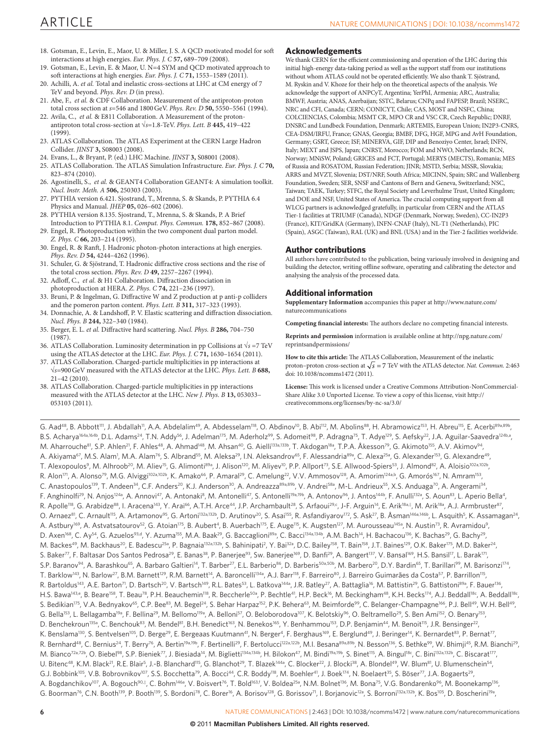18. Gotsman, E., Levin, E., Maor, U. & Miller, J. S. A QCD motivated model for soft interactions at high energies. *Eur. Phys. J. C* **57,** 689–709 (2008).
19. Gotsman, E., Levin, E. & Maor, U. N=4 SYM and QCD motivated approach to soft interactions at high energies. *Eur. Phys. J. C* **71,** 1553–1589 (2011).
20. Achilli, A. *et al.* Total and inelastic cross-sections at LHC at CM energy of 7 TeV and beyond. *Phys. Rev. D* (in press).
21. Abe, F., *et al.* & CDF Collaboration. Measurement of the antiproton-proton total cross section at *s*=546 and 1800 GeV. *Phys. Rev. D* **50,** 5550–5561 (1994).
22. Avila, C., *et al.* & E811 Collaboration. A Measurement of the proton-antiproton total cross-section at $\sqrt{s}$=1.8-TeV. *Phys. Lett. B* **445,** 419–422 (1999).
23. ATLAS Collaboration. The ATLAS Experiment at the CERN Large Hadron Collider. *JINST* **3,** S08003 (2008).
24. Evans, L., & Bryant, P. (ed.) LHC Machine. *JINST* **3,** S08001 (2008).
25. ATLAS Collaboration. The ATLAS Simulation Infrastructure. *Eur. Phys. J. C* **70,** 823–874 (2010).
26. Agostinelli, S., *et al.* & GEANT4 Collaboration GEANT4: A simulation toolkit. *Nucl. Instr. Meth. A* **506,** 250303 (2003).
27. PYTHIA version 6.421. Sjostrand, T., Mrenna, S. & Skands, P. PYTHIA 6.4 Physics and Manual. *JHEP* **05,** 026–602 (2006).
28. PYTHIA version 8.135. Sjostrand, T., Mrenna, S. & Skands, P. A Brief Introduction to PYTHIA 8.1. *Comput. Phys. Commun.* **178,** 852–867 (2008).
29. Engel, R. Photoproduction within the two component dual parton model. *Z. Phys. C* **66,** 203–214 (1995).
30. Engel, R. & Ranft, J. Hadronic photon-photon interactions at high energies. *Phys. Rev. D* **54,** 4244–4262 (1996).
31. Schuler, G. & Sjöstrand, T. Hadronic diffractive cross sections and the rise of the total cross section. *Phys. Rev. D* **49,** 2257–2267 (1994).
32. Adloff, C., *et al.* & H1 Collaboration. Diffraction dissociation in photoproduction at HERA. *Z. Phys. C* **74,** 221–236 (1997).
33. Bruni, P. & Ingelman, G. Diffractive W and Z production at p anti-p colliders and the pomeron parton content. *Phys. Lett. B* **311,** 317–323 (1993).
34. Donnachie, A. & Landshoff, P. V. Elastic scattering and diffraction dissociation. *Nucl. Phys. B* **244,** 322–340 (1984).
35. Berger, E. L. *et al.* Diffractive hard scattering. *Nucl. Phys. B* **286,** 704–750 (1987).
36. ATLAS Collaboration. Luminosity determination in pp Collisions at $\sqrt{s}$ =7 TeV using the ATLAS detector at the LHC. *Eur. Phys. J. C* **71,** 1630–1654 (2011).
37. ATLAS Collaboration. Charged-particle multiplicities in pp interactions at $\sqrt{s}$=900 GeV measured with the ATLAS detector at the LHC. *Phys. Lett. B* **688,** 21–42 (2010).
38. ATLAS Collaboration. Charged-particle multiplicities in pp interactions measured with the ATLAS detector at the LHC. *New J. Phys. B* **13,** 053033–053103 (2011).

## Acknowledgements

We thank CERN for the efficient commissioning and operation of the LHC during this initial high-energy data-taking period as well as the support staff from our institutions without whom ATLAS could not be operated efficiently. We also thank T. Sjöstrand, M. Ryskin and V. Khoze for their help on the theoretical aspects of the analysis. We acknowledge the support of ANPCyT, Argentina; YerPhI, Armenia; ARC, Australia; BMWF, Austria; ANAS, Azerbaijan; SSTC, Belarus; CNPq and FAPESP, Brazil; NSERC, NRC and CFI, Canada; CERN; CONICYT, Chile; CAS, MOST and NSFC, China; COLCIENCIAS, Colombia; MSMT CR, MPO CR and VSC CR, Czech Republic; DNRF, DNSRC and Lundbeck Foundation, Denmark; ARTEMIS, European Union; IN2P3-CNRS, CEA-DSM/IRFU, France; GNAS, Georgia; BMBF, DFG, HGF, MPG and AvH Foundation, Germany; GSRT, Greece; ISF, MINERVA, GIF, DIP and Benoziyo Center, Israel; INFN, Italy; MEXT and JSPS, Japan; CNRST, Morocco; FOM and NWO, Netherlands; RCN, Norway; MNiSW, Poland; GRICES and FCT, Portugal; MERYS (MECTS), Romania; MES of Russia and ROSATOM, Russian Federation; JINR; MSTD, Serbia; MSSR, Slovakia; ARRS and MVZT, Slovenia; DST/NRF, South Africa; MICINN, Spain; SRC and Wallenberg Foundation, Sweden; SER, SNSF and Cantons of Bern and Geneva, Switzerland; NSC, Taiwan; TAEK, Turkey; STFC, the Royal Society and Leverhulme Trust, United Kingdom; and DOE and NSF, United States of America. The crucial computing support from all WLCG partners is acknowledged gratefully, in particular from CERN and the ATLAS Tier-1 facilities at TRIUMF (Canada), NDGF (Denmark, Norway, Sweden), CC-IN2P3 (France), KIT/GridKA (Germany), INFN-CNAF (Italy), NL-T1 (Netherlands), PIC (Spain), ASGC (Taiwan), RAL (UK) and BNL (USA) and in the Tier-2 facilities worldwide.

## Author contributions

All authors have contributed to the publication, being variously involved in designing and building the detector, writing offline software, operating and calibrating the detector and analysing the analysis of the processed data.

## Additional information

**Supplementary Information** accompanies this paper at http://www.nature.com/naturecommunications

**Competing financial interests:** The authors declare no competing financial interests.

**Reprints and permission** information is available online at http://npg.nature.com/reprintsandpermissions/

**How to cite this article:** The ATLAS Collaboration, Measurement of the inelastic proton–proton cross-section at $\sqrt{s}$ = 7 TeV with the ATLAS detector. *Nat. Commun.* 2:463 doi: 10.1038/ncomms1472 (2011).

**License:** This work is licensed under a Creative Commons Attribution-NonCommercial-Share Alike 3.0 Unported License. To view a copy of this license, visit http://creativecommons.org/licenses/by-nc-sa/3.0/

G. Aad[48], B. Abbott[111], J. Abdallah[11], A.A. Abdelalim[49], A. Abdesselam[118], O. Abdinov[10], B. Abi[112], M. Abolins[88], H. Abramowicz[153], H. Abreu[115], E. Acerbi[89a,89b], B.S. Acharya[164a,164b], D.L. Adams[24], T.N. Addy[56], J. Adelman[175], M. Aderholz[99], S. Adomeit[98], P. Adragna[75], T. Adye[129], S. Aefsky[22], J.A. Aguilar-Saavedra[124b,a], M. Aharrouche[81], S.P. Ahlen[21], F. Ahles[48], A. Ahmad[148], M. Ahsan[40], G. Aielli[133a,133b], T. Akdogan[18a], T.P.A. Åkesson[79], G. Akimoto[155], A.V. Akimov[94], A. Akiyama[67], M.S. Alam[1], M.A. Alam[76], S. Albrand[55], M. Aleksa[29], I.N. Aleksandrov[65], F. Alessandria[89a], C. Alexa[25a], G. Alexander[153], G. Alexandre[49], T. Alexopoulos[9], M. Alhroob[20], M. Aliev[15], G. Alimonti[89a], J. Alison[120], M. Aliyev[10], P.P. Allport[73], S.E. Allwood-Spiers[53], J. Almond[82], A. Aloisio[102a,102b], R. Alon[171], A. Alonso[79], M.G. Alviggi[102a,102b], K. Amako[66], P. Amaral[29], C. Amelung[22], V.V. Ammosov[128], A. Amorim[124a,b], G. Amorós[167], N. Amram[153], C. Anastopoulos[139], T. Andeen[34], C.F. Anders[20], K.J. Anderson[30], A. Andreazza[89a,89b], V. Andrei[58a], M-L. Andrieux[55], X.S. Anduaga[70], A. Angerami[34], F. Anghinolfi[29], N. Anjos[124a], A. Annovi[47], A. Antonaki[8], M. Antonelli[47], S. Antonelli[19a,19b], A. Antonov[96], J. Antos[144b], F. Anulli[132a], S. Aoun[83], L. Aperio Bella[4], R. Apolle[118], G. Arabidze[88], I. Aracena[143], Y. Arai[66], A.T.H. Arce[44], J.P. Archambault[28], S. Arfaoui[29,c], J-F. Arguin[14], E. Arik[18a,‡], M. Arik[18a], A.J. Armbruster[87], O. Arnaez[81], C. Arnault[115], A. Artamonov[95], G. Artoni[132a,132b], D. Arutinov[20], S. Asai[155], R. Asfandiyarov[172], S. Ask[27], B. Åsman[146a,146b], L. Asquith[5], K. Assamagan[24], A. Astbury[169], A. Astvatsatourov[52], G. Atoian[175], B. Aubert[4], B. Auerbach[175], E. Auge[115], K. Augsten[127], M. Aurousseau[145a], N. Austin[73], R. Avramidou[9], D. Axen[168], C. Ay[54], G. Azuelos[93,d], Y. Azuma[155], M.A. Baak[29], G. Baccaglioni[89a], C. Bacci[134a,134b], A.M. Bach[14], H. Bachacou[136], K. Bachas[29], G. Bachy[29], M. Backes[49], M. Backhaus[20], E. Badescu[25a], P. Bagnaia[132a,132b], S. Bahinipati[2], Y. Bai[32a], D.C. Bailey[158], T. Bain[158], J.T. Baines[129], O.K. Baker[175], M.D. Baker[24], S. Baker[77], F. Baltasar Dos Santos Pedrosa[29], E. Banas[38], P. Banerjee[93], Sw. Banerjee[169], D. Banfi[29], A. Bangert[137], V. Bansal[169], H.S. Bansil[17], L. Barak[171], S.P. Baranov[94], A. Barashkou[65], A. Barbaro Galtieri[14], T. Barber[27], E.L. Barberio[86], D. Barberis[50a,50b], M. Barbero[20], D.Y. Bardin[65], T. Barillari[99], M. Barisonzi[174], T. Barklow[143], N. Barlow[27], B.M. Barnett[129], R.M. Barnett[14], A. Baroncelli[134a], A.J. Barr[118], F. Barreiro[80], J. Barreiro Guimarães da Costa[57], P. Barrillon[115], R. Bartoldus[143], A.E. Barton[71], D. Bartsch[20], V. Bartsch[149], R.L. Bates[53], L. Batkova[144a], J.R. Batley[27], A. Battaglia[16], M. Battistin[29], G. Battistoni[89a], F. Bauer[136], H.S. Bawa[143,e], B. Beare[158], T. Beau[78], P.H. Beauchemin[118], R. Beccherle[50a], P. Bechtle[41], H.P. Beck[16], M. Beckingham[48], K.H. Becks[174], A.J. Beddall[18c], A. Beddall[18c], S. Bedikian[175], V.A. Bednyakov[65], C.P. Bee[83], M. Begel[24], S. Behar Harpaz[152], P.K. Behera[63], M. Beimforde[99], C. Belanger-Champagne[166], P.J. Bell[49], W.H. Bell[49], G. Bella[153], L. Bellagamba[19a], F. Bellina[29], M. Bellomo[119a], A. Belloni[57], O. Beloborodova[107], K. Belotskiy[96], O. Beltramello[29], S. Ben Ami[152], O. Benary[153], D. Benchekroun[135a], C. Benchouk[83], M. Bendel[81], B.H. Benedict[163], N. Benekos[165], Y. Benhammou[153], D.P. Benjamin[44], M. Benoit[115], J.R. Bensinger[22], K. Benslama[130], S. Bentvelsen[105], D. Berge[29], E. Bergeaas Kuutmann[41], N. Berger[4], F. Berghaus[169], E. Berglund[49], J. Beringer[14], K. Bernardet[83], P. Bernat[77], R. Bernhard[48], C. Bernius[24], T. Berry[76], A. Bertin[19a,19b], F. Bertinelli[29], F. Bertolucci[122a,122b], M.I. Besana[89a,89b], N. Besson[136], S. Bethke[99], W. Bhimji[45], R.M. Bianchi[29], M. Bianco[72a,72b], O. Biebel[98], S.P. Bieniek[77], J. Biesiada[14], M. Biglietti[134a,134b], H. Bilokon[47], M. Bindi[19a,19b], S. Binet[115], A. Bingul[18c], C. Bini[132a,132b], C. Biscarat[177], U. Bitenc[48], K.M. Black[21], R.E. Blair[5], J.-B. Blanchard[115], G. Blanchot[29], T. Blazek[144a], C. Blocker[22], J. Blocki[38], A. Blondel[49], W. Blum[81], U. Blumenschein[54], G.J. Bobbink[105], V.B. Bobrovnikov[107], S.S. Bocchetta[79], A. Bocci[44], C.R. Boddy[118], M. Boehler[41], J. Boek[174], N. Boelaert[35], S. Böser[77], J.A. Bogaerts[29], A. Bogdanchikov[107], A. Bogouch[90,‡], C. Bohm[146a], V. Boisvert[76], T. Bold[163,f], V. Boldea[25a], N.M. Bolnet[136], M. Bona[75], V.G. Bondarenko[96], M. Boonekamp[136], G. Boorman[76], C.N. Booth[139], P. Booth[139], S. Bordoni[78], C. Borer[16], A. Borisov[128], G. Borissov[71], I. Borjanovic[12a], S. Borroni[132a,132b], K. Bos[105], D. Boscherini[19a],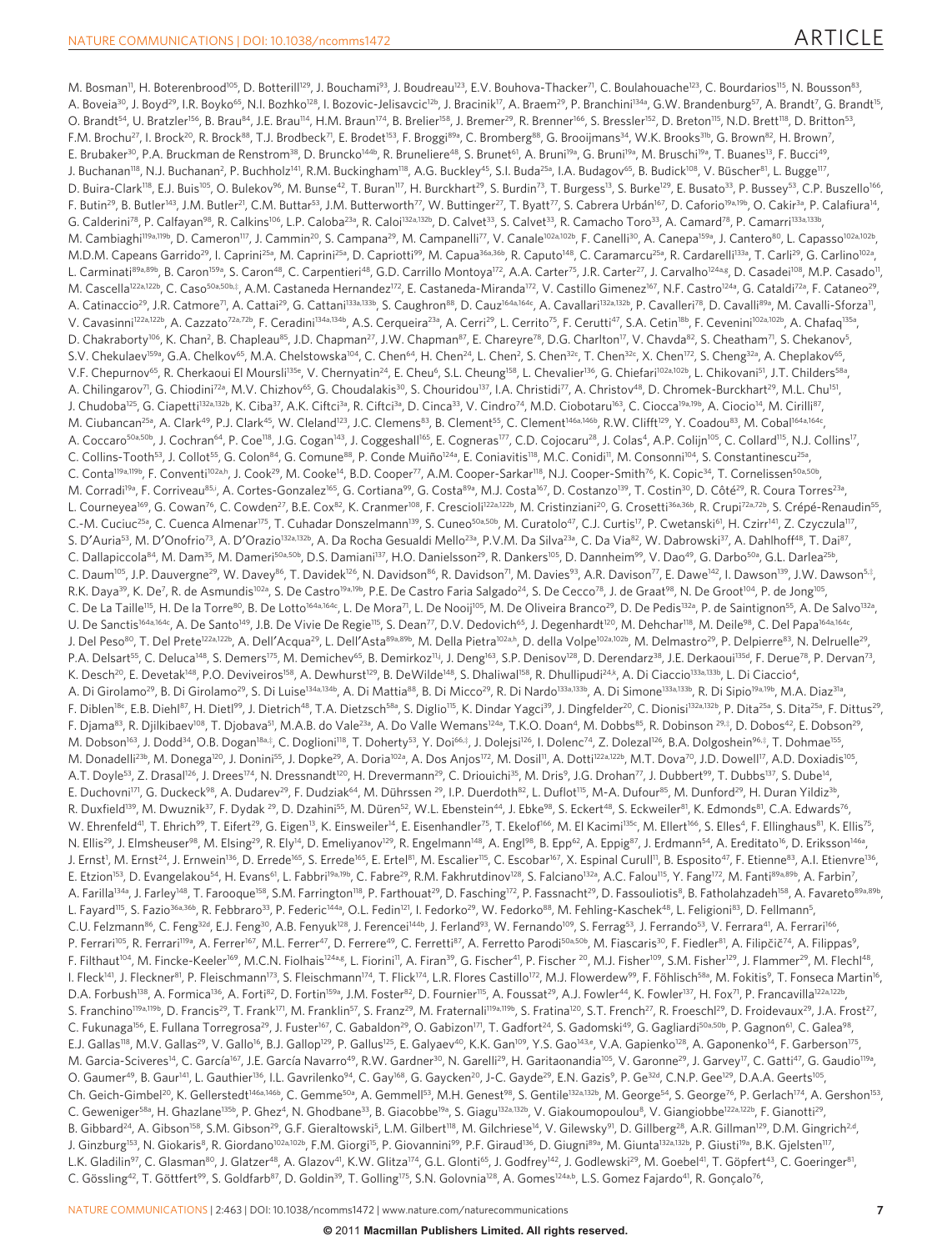M. Bosman[11], H. Boterenbrood[105], D. Botterill[129], J. Bouchami[93], J. Boudreau[123], E.V. Bouhova-Thacker[71], C. Boulahouache[123], C. Bourdarios[115], N. Bousson[83], A. Boveia[30], J. Boyd[29], I.R. Boyko[65], N.I. Bozhko[128], I. Bozovic-Jelisavcic[12b], J. Bracinik[17], A. Braem[29], P. Branchini[134a], G.W. Brandenburg[57], A. Brandt[7], G. Brandt[15], O. Brandt[54], U. Bratzler[156], B. Brau[84], J.E. Brau[114], H.M. Braun[174], B. Brelier[158], J. Bremer[29], R. Brenner[166], S. Bressler[152], D. Breton[115], N.D. Brett[118], D. Britton[53], F.M. Brochu[27], I. Brock[20], R. Brock[88], T.J. Brodbeck[71], E. Brodet[153], F. Broggi[89a], C. Bromberg[88], G. Brooijmans[34], W.K. Brooks[31b], G. Brown[82], H. Brown[7], E. Brubaker[30], P.A. Bruckman de Renstrom[38], D. Bruncko[144b], R. Bruneliere[48], S. Brunet[61], A. Bruni[19a], G. Bruni[19a], M. Bruschi[19a], T. Buanes[13], F. Bucci[49], J. Buchanan[118], N.J. Buchanan[2], P. Buchholz[141], R.M. Buckingham[118], A.G. Buckley[45], S.I. Buda[25a], I.A. Budagov[65], B. Budick[108], V. Büscher[81], L. Bugge[117], D. Buira-Clark[118], E.J. Buis[105], O. Bulekov[96], M. Bunse[42], T. Buran[117], H. Burckhart[29], S. Burdin[73], T. Burgess[13], S. Burke[129], E. Busato[33], P. Bussey[53], C.P. Buszello[166], F. Butin[29], B. Butler[143], J.M. Butler[21], C.M. Buttar[53], J.M. Butterworth[77], W. Buttinger[27], T. Byatt[77], S. Cabrera Urbán[167], D. Caforio[19a,19b], O. Cakir[3a], P. Calafiura[14], G. Calderini[78], P. Calfayan[98], R. Calkins[106], L.P. Caloba[23a], R. Caloi[132a,132b], D. Calvet[33], S. Calvet[33], R. Camacho Toro[33], A. Camard[78], P. Camarri[133a,133b], M. Cambiaghi[119a,119b], D. Cameron[117], J. Cammin[20], S. Campana[29], M. Campanelli[77], V. Canale[102a,102b], F. Canelli[30], A. Canepa[159a], J. Cantero[80], L. Capasso[102a,102b], M.D.M. Capeans Garrido[29], I. Caprini[25a], M. Caprini[25a], D. Capriotti[99], M. Capua[36a,36b], R. Caputo[148], C. Caramarcu[25a], R. Cardarelli[133a], T. Carli[29], G. Carlino[102a], L. Carminati[89a,89b], B. Caron[159a], S. Caron[48], C. Carpentieri[48], G.D. Carrillo Montoya[172], A.A. Carter[75], J.R. Carter[27], J. Carvalho[124a,g], D. Casadei[108], M.P. Casado[11], M. Cascella[122a,122b], C. Caso[50a,50b,‡], A.M. Castaneda Hernandez[172], E. Castaneda-Miranda[172], V. Castillo Gimenez[167], N.F. Castro[124a], G. Cataldi[72a], F. Cataneo[29], A. Catinaccio[29], J.R. Catmore[71], A. Cattai[29], G. Cattani[133a,133b], S. Caughron[88], D. Cauz[164a,164c], A. Cavallari[132a,132b], P. Cavalleri[78], D. Cavalli[89a], M. Cavalli-Sforza[11], V. Cavasinni[122a,122b], A. Cazzato[72a,72b], F. Ceradini[134a,134b], A.S. Cerqueira[23a], A. Cerri[29], L. Cerrito[75], F. Cerutti[47], S.A. Cetin[18b], F. Cevenini[102a,102b], A. Chafaq[135a], D. Chakraborty[106], K. Chan[2], B. Chapleau[85], J.D. Chapman[27], J.W. Chapman[87], E. Chareyre[78], D.G. Charlton[17], V. Chavda[82], S. Cheatham[71], S. Chekanov[5], S.V. Chekulaev[159a], G.A. Chelkov[65], M.A. Chelstowska[104], C. Chen[64], H. Chen[24], L. Chen[2], S. Chen[32c], T. Chen[32c], X. Chen[172], S. Cheng[32a], A. Cheplakov[65], V.F. Chepurnov[65], R. Cherkaoui El Moursli[135e], V. Chernyatin[24], E. Cheu[6], S.L. Cheung[158], L. Chevalier[136], G. Chiefari[102a,102b], L. Chikovani[51], J.T. Childers[58a], A. Chilingarov[71], G. Chiodini[72a], M.V. Chizhov[65], G. Choudalakis[30], S. Chouridou[137], I.A. Christidi[77], A. Christov[48], D. Chromek-Burckhart[29], M.L. Chu[151], J. Chudoba[125], G. Ciapetti[132a,132b], K. Ciba[37], A.K. Ciftci[3a], R. Ciftci[3a], D. Cinca[33], V. Cindro[74], M.D. Ciobotaru[163], C. Ciocca[19a,19b], A. Ciocio[14], M. Cirilli[87], M. Ciubancan[25a], A. Clark[49], P.J. Clark[45], W. Cleland[123], J.C. Clemens[83], B. Clement[55], C. Clement[146a,146b], R.W. Clifft[129], Y. Coadou[83], M. Cobal[164a,164c], A. Coccaro[50a,50b], J. Cochran[64], P. Coe[118], J.G. Cogan[143], J. Coggeshall[165], E. Cogneras[177], C.D. Cojocaru[28], J. Colas[4], A.P. Colijn[105], C. Collard[115], N.J. Collins[17], C. Collins-Tooth[53], J. Collot[55], G. Colon[84], G. Comune[88], P. Conde Muiño[124a], E. Coniavitis[118], M.C. Conidi[11], M. Consonni[104], S. Constantinescu[25a], C. Conta[119a,119b], F. Conventi[102a,h], J. Cook[29], M. Cooke[14], B.D. Cooper[77], A.M. Cooper-Sarkar[118], N.J. Cooper-Smith[76], K. Copic[34], T. Cornelissen[50a,50b], M. Corradi[19a], F. Corriveau[85,i], A. Cortes-Gonzalez[165], G. Cortiana[99], G. Costa[89a], M.J. Costa[167], D. Costanzo[139], T. Costin[30], D. Côté[29], R. Coura Torres[23a], L. Courneyea[169], G. Cowan[76], C. Cowden[27], B.E. Cox[82], K. Cranmer[108], F. Crescioli[122a,122b], M. Cristinziani[20], G. Crosetti[36a,36b], R. Crupi[72a,72b], S. Crépé-Renaudin[55], C.-M. Cuciuc[25a], C. Cuenca Almenar[175], T. Cuhadar Donszelmann[139], S. Cuneo[50a,50b], M. Curatolo[47], C.J. Curtis[17], P. Cwetanski[61], H. Czirr[141], Z. Czyczula[117], S. D'Auria[53], M. D'Onofrio[73], A. D'Orazio[132a,132b], A. Da Rocha Gesualdi Mello[23a], P.V.M. Da Silva[23a], C. Da Via[82], W. Dabrowski[37], A. Dahlhoff[48], T. Dai[87], C. Dallapiccola[84], M. Dam[35], M. Dameri[50a,50b], D.S. Damiani[137], H.O. Danielsson[29], R. Dankers[105], D. Dannheim[99], V. Dao[49], G. Darbo[50a], G.L. Darlea[25b], C. Daum[105], J.P. Dauvergne[29], W. Davey[86], T. Davidek[126], N. Davidson[86], R. Davidson[71], M. Davies[93], A.R. Davison[77], E. Dawe[142], I. Dawson[139], J.W. Dawson[5,‡], R.K. Daya[39], K. De[7], R. de Asmundis[102a], S. De Castro[19a,19b], P.E. De Castro Faria Salgado[24], S. De Cecco[78], J. de Graat[98], N. De Groot[104], P. de Jong[105], C. De La Taille[115], H. De la Torre[80], B. De Lotto[164a,164c], L. De Mora[71], L. De Nooij[105], M. De Oliveira Branco[29], D. De Pedis[132a], P. de Saintignon[55], A. De Salvo[132a], U. De Sanctis[164a,164c], A. De Santo[149], J.B. De Vivie De Regie[115], S. Dean[77], D.V. Dedovich[65], J. Degenhardt[120], M. Dehchar[118], M. Deile[98], C. Del Papa[164a,164c], J. Del Peso[80], T. Del Prete[122a,122b], A. Dell'Acqua[29], L. Dell'Asta[89a,89b], M. Della Pietra[102a,h], D. della Volpe[102a,102b], M. Delmastro[29], P. Delpierre[83], N. Delruelle[29], P.A. Delsart[55], C. Deluca[148], S. Demers[175], M. Demichev[65], B. Demirkoz[11,j], J. Deng[163], S.P. Denisov[128], D. Derendarz[38], J.E. Derkaoui[135d], F. Derue[78], P. Dervan[73], K. Desch[20], E. Devetak[148], P.O. Deviveiros[158], A. Dewhurst[129], B. DeWilde[148], S. Dhaliwal[158], R. Dhullipudi[24,k], A. Di Ciaccio[133a,133b], L. Di Ciaccio[4], A. Di Girolamo[29], B. Di Girolamo[29], S. Di Luise[134a,134b], A. Di Mattia[88], B. Di Micco[29], R. Di Nardo[133a,133b], A. Di Simone[133a,133b], R. Di Sipio[19a,19b], M.A. Diaz[31a], F. Diblen[18c], E.B. Diehl[87], H. Dietl[99], J. Dietrich[48], T.A. Dietzsch[58a], S. Diglio[115], K. Dindar Yagci[39], J. Dingfelder[20], C. Dionisi[132a,132b], P. Dita[25a], S. Dita[25a], F. Dittus[29], F. Djama[83], R. Djilkibaev[108], T. Djobava[51], M.A.B. do Vale[23a], A. Do Valle Wemans[124a], T.K.O. Doan[4], M. Dobbs[85], R. Dobinson[29,‡], D. Dobos[42], E. Dobson[29], M. Dobson[163], J. Dodd[34], O.B. Dogan[18a,‡], C. Doglioni[118], T. Doherty[53], Y. Doi[66,‡], J. Dolejsi[126], I. Dolenc[74], Z. Dolezal[126], B.A. Dolgoshein[96,‡], T. Dohmae[155], M. Donadelli[23b], M. Donega[120], J. Donini[55], J. Dopke[29], A. Doria[102a], A. Dos Anjos[172], M. Dosil[11], A. Dotti[122a,122b], M.T. Dova[70], J.D. Dowell[17], A.D. Doxiadis[105], A.T. Doyle[53], Z. Drasal[126], J. Drees[174], N. Dressnandt[120], H. Drevermann[29], C. Driouichi[35], M. Dris[9], J.G. Drohan[77], J. Dubbert[99], T. Dubbs[137], S. Dube[14], E. Duchovni[171], G. Duckeck[98], A. Dudarev[29], F. Dudziak[64], M. Dührssen[29], I.P. Duerdoth[82], L. Duflot[115], M-A. Dufour[85], M. Dunford[29], H. Duran Yildiz[3b], R. Duxfield[139], M. Dwuznik[37], F. Dydak[29], D. Dzahini[55], M. Düren[52], W.L. Ebenstein[44], J. Ebke[98], S. Eckert[48], S. Eckweiler[81], K. Edmonds[81], C.A. Edwards[76], W. Ehrenfeld[41], T. Ehrich[99], T. Eifert[29], G. Eigen[13], K. Einsweiler[14], E. Eisenhandler[75], T. Ekelof[166], M. El Kacimi[135c], M. Ellert[166], S. Elles[4], F. Ellinghaus[81], K. Ellis[75], N. Ellis[29], J. Elmsheuser[98], M. Elsing[29], R. Ely[14], D. Emeliyanov[129], R. Engelmann[148], A. Engl[98], B. Epp[62], A. Eppig[87], J. Erdmann[54], A. Ereditato[16], D. Eriksson[146a], J. Ernst[1], M. Ernst[24], J. Ernwein[136], D. Errede[165], S. Errede[165], E. Ertel[81], M. Escalier[115], C. Escobar[167], X. Espinal Curull[11], B. Esposito[47], F. Etienne[83], A.I. Etienvre[136], E. Etzion[153], D. Evangelakou[54], H. Evans[61], L. Fabbri[19a,19b], C. Fabre[29], R.M. Fakhrutdinov[128], S. Falciano[132a], A.C. Falou[115], Y. Fang[172], M. Fanti[89a,89b], A. Farbin[7], A. Farilla[134a], J. Farley[148], T. Farooque[158], S.M. Farrington[118], P. Farthouat[29], D. Fasching[172], P. Fassnacht[29], D. Fassouliotis[8], B. Fatholahzadeh[158], A. Favareto[89a,89b], L. Fayard[115], S. Fazio[36a,36b], R. Febbraro[33], P. Federic[144a], O.L. Fedin[121], I. Fedorko[29], W. Fedorko[88], M. Fehling-Kaschek[48], L. Feligioni[83], D. Fellmann[5], C.U. Felzmann[86], C. Feng[32d], E.J. Feng[30], A.B. Fenyuk[128], J. Ferencei[144b], J. Ferland[93], W. Fernando[109], S. Ferrag[53], J. Ferrando[53], V. Ferrara[41], A. Ferrari[166], P. Ferrari[105], R. Ferrari[119a], A. Ferrer[167], M.L. Ferrer[47], D. Ferrere[49], C. Ferretti[87], A. Ferretto Parodi[50a,50b], M. Fiascaris[30], F. Fiedler[81], A. Filipčič[74], A. Filippas[9], F. Filthaut[104], M. Fincke-Keeler[169], M.C.N. Fiolhais[124a,g], L. Fiorini[11], A. Firan[39], G. Fischer[41], P. Fischer[20], M.J. Fisher[109], S.M. Fisher[129], J. Flammer[29], M. Flechl[48], I. Fleck[141], J. Fleckner[81], P. Fleischmann[173], S. Fleischmann[174], T. Flick[174], L.R. Flores Castillo[172], M.J. Flowerdew[99], F. Föhlisch[58a], M. Fokitis[9], T. Fonseca Martin[16], D.A. Forbush[138], A. Formica[136], A. Forti[82], D. Fortin[159a], J.M. Foster[82], D. Fournier[115], A. Foussat[29], A.J. Fowler[44], K. Fowler[137], H. Fox[71], P. Francavilla[122a,122b], S. Franchino[119a,119b], D. Francis[29], T. Frank[171], M. Franklin[57], S. Franz[29], M. Fraternali[119a,119b], S. Fratina[120], S.T. French[27], R. Froeschl[29], D. Froidevaux[29], J.A. Frost[27], C. Fukunaga[156], E. Fullana Torregrosa[29], J. Fuster[167], C. Gabaldon[29], O. Gabizon[171], T. Gadfort[24], S. Gadomski[49], G. Gagliardi[50a,50b], P. Gagnon[61], C. Galea[98], E.J. Gallas[118], M.V. Gallas[29], V. Gallo[16], B.J. Gallop[129], P. Gallus[125], E. Galyaev[40], K.K. Gan[109], Y.S. Gao[143,e], V.A. Gapienko[128], A. Gaponenko[14], F. Garberson[175], M. Garcia-Sciveres[14], C. García[167], J.E. García Navarro[49], R.W. Gardner[30], N. Garelli[29], H. Garitaonandia[105], V. Garonne[29], J. Garvey[17], C. Gatti[47], G. Gaudio[119a], O. Gaumer[49], B. Gaur[141], L. Gauthier[136], I.L. Gavrilenko[94], C. Gay[168], G. Gaycken[20], J-C. Gayde[29], E.N. Gazis[9], P. Ge[32d], C.N.P. Gee[129], D.A.A. Geerts[105], Ch. Geich-Gimbel[20], K. Gellerstedt[146a,146b], C. Gemme[50a], A. Gemmell[53], M.H. Genest[98], S. Gentile[132a,132b], M. George[54], S. George[76], P. Gerlach[174], A. Gershon[153], C. Geweniger[58a], H. Ghazlane[135b], P. Ghez[4], N. Ghodbane[33], B. Giacobbe[19a], S. Giagu[132a,132b], V. Giakoumopoulou[8], V. Giangiobbe[122a,122b], F. Gianotti[29], B. Gibbard[24], A. Gibson[158], S.M. Gibson[29], G.F. Gieraltowski[5], L.M. Gilbert[118], M. Gilchriese[14], V. Gilewsky[91], D. Gillberg[28], A.R. Gillman[129], D.M. Gingrich[2,d], J. Ginzburg[153], N. Giokaris[8], R. Giordano[102a,102b], F.M. Giorgi[15], P. Giovannini[99], P.F. Giraud[136], D. Giugni[89a], M. Giunta[132a,132b], P. Giusti[19a], B.K. Gjelsten[117], L.K. Gladilin[97], C. Glasman[80], J. Glatzer[48], A. Glazov[41], K.W. Glitza[174], G.L. Glonti[65], J. Godfrey[142], J. Godlewski[29], M. Goebel[41], T. Göpfert[43], C. Goeringer[81], C. Gössling[42], T. Göttfert[99], S. Goldfarb[87], D. Goldin[39], T. Golling[175], S.N. Golovnia[128], A. Gomes[124a,b], L.S. Gomez Fajardo[41], R. Gonçalo[76],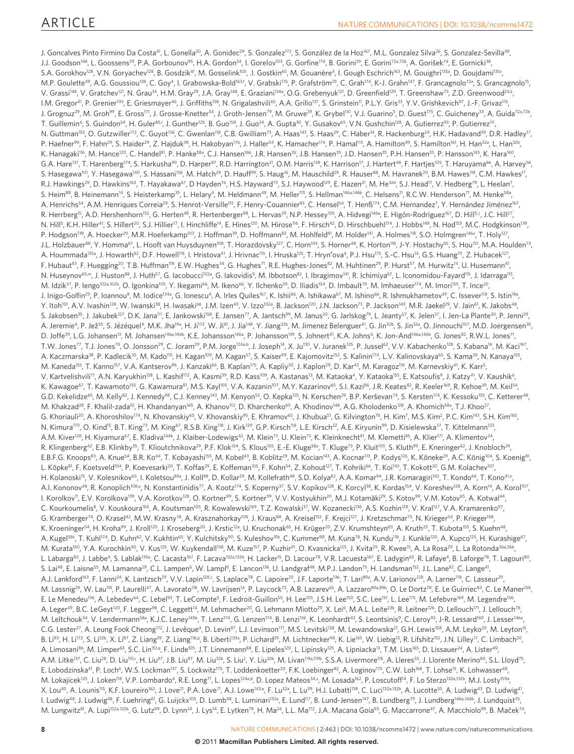J. Goncalves Pinto Firmino Da Costa[41], L. Gonella[20], A. Gonidec[29], S. Gonzalez[172], S. González de la Hoz[167], M.L. Gonzalez Silva[26], S. Gonzalez-Sevilla[49], J.J. Goodson[148], L. Goossens[29], P.A. Gorbounov[95], H.A. Gordon[24], I. Gorelov[103], G. Gorfine[174], B. Gorini[29], E. Gorini[72a,72b], A. Gorišek[74], E. Gornicki[38], S.A. Gorokhov[128], V.N. Goryachev[128], B. Gosdzik[41], M. Gosselink[105], .I. Gostkin[65], M. Gouanère[4], I. Gough Eschrich[163], M. Gouighri[135a], D. Goujdami[135c], M.P. Goulette[49], A.G. Goussiou[138], C. Goy[4], I. Grabowska-Bold[163,f], V. Grabski[176], P. Grafström[29], C. Grah[174], K-J. Grahn[147], F. Grancagnolo[72a], S. Grancagnolo[15], V. Grassi[148], V. Gratchev[121], N. Grau[34], H.M. Gray[29], J.A. Gray[148], E. Graziani[134a], O.G. Grebenyuk[121], D. Greenfield[129], T. Greenshaw[73], Z.D. Greenwood[24,k], I.M. Gregor[41], P. Grenier[143], E. Griesmayer[46], J. Griffiths[138], N. Grigalashvili[65], A.A. Grillo[137], S. Grinstein[11], P.L.Y. Gris[33], Y.V. Grishkevich[97], J.-F. Grivaz[115], J. Grognuz[29], M. Groh[99], E. Gross[171], J. Grosse-Knetter[54], J. Groth-Jensen[79], M. Gruwe[29], K. Grybel[141], V.J. Guarino[5], D. Guest[175], C. Guicheney[33], A. Guida[72a,72b], T. Guillemin[4], S. Guindon[54], H. Guler[85,l], J. Gunther[125], B. Guo[158], J. Guo[34], A. Gupta[30], Y. Gusakov[65], V.N. Gushchin[128], A. Gutierrez[93], P. Gutierrez[111], N. Guttman[153], O. Gutzwiller[172], C. Guyot[136], C. Gwenlan[118], C.B. Gwilliam[73], A. Haas[143], S. Haas[29], C. Haber[14], R. Hackenburg[24], H.K. Hadavand[39], D.R. Hadley[17], P. Haefner[99], F. Hahn[29], S. Haider[29], Z. Hajduk[38], H. Hakobyan[176], J. Haller[54], K. Hamacher[174], P. Hamal[113], A. Hamilton[49], S. Hamilton[161], H. Han[32a], L. Han[32b], K. Hanagaki[116], M. Hance[120], C. Handel[81], P. Hanke[58a], C.J. Hansen[166], J.R. Hansen[35], J.B. Hansen[35], J.D. Hansen[35], P.H. Hansen[35], P. Hansson[143], K. Hara[160], G.A. Hare[137], T. Harenberg[174], S. Harkusha[90], D. Harper[87], R.D. Harrington[21], O.M. Harris[138], K. Harrison[17], J. Hartert[48], F. Hartjes[105], T. Haruyama[66], A. Harvey[56], S. Hasegawa[101], Y. Hasegawa[140], S. Hassani[136], M. Hatch[29], D. Hauff[99], S. Haug[16], M. Hauschild[29], R. Hauser[88], M. Havranek[20], B.M. Hawes[118], C.M. Hawkes[17], R.J. Hawkings[29], D. Hawkins[163], T. Hayakawa[67], D Hayden[76], H.S. Hayward[73], S.J. Haywood[129], E. Hazen[21], M. He[32d], S.J. Head[17], V. Hedberg[79], L. Heelan[7], S. Heim[88], B. Heinemann[14], S. Heisterkamp[35], L. Helary[4], M. Heldmann[48], M. Heller[115], S. Hellman[146a,146b], C. Helsens[11], R.C.W. Henderson[71], M. Henke[58a], A. Henrichs[54], A.M. Henriques Correia[29], S. Henrot-Versille[115], F. Henry-Couannier[83], C. Hensel[54], T. Henß[174], C.M. Hernandez[7], Y. Hernández Jiménez[167], R. Herrberg[15], A.D. Hershenhorn[152], G. Herten[48], R. Hertenberger[98], L. Hervas[29], N.P. Hessey[105], A. Hidvegi[146a], E. Higón-Rodriguez[167], D. Hill[5,‡], J.C. Hill[27], N. Hill[5], K.H. Hiller[41], S. Hillert[20], S.J. Hillier[17], I. Hinchliffe[14], E. Hines[120], M. Hirose[116], F. Hirsch[42], D. Hirschbuehl[174], J. Hobbs[148], N. Hod[153], M.C. Hodgkinson[139], P. Hodgson[139], A. Hoecker[29], M.R. Hoeferkamp[103], J. Hoffman[39], D. Hoffmann[83], M. Hohlfeld[81], M. Holder[141], A. Holmes[118], S.O. Holmgren[146a], T. Holy[127], J.L. Holzbauer[88], Y. Homma[67], L. Hooft van Huysduynen[108], T. Horazdovsky[127], C. Horn[143], S. Horner[48], K. Horton[118], J-Y. Hostachy[55], S. Hou[151], M.A. Houlden[73], A. Hoummada[135a], J. Howarth[82], D.F. Howell[118], I. Hristova[41], J. Hrivnac[115], I. Hruska[125], T. Hryn'ova[4], P.J. Hsu[175], S.-C. Hsu[14], G.S. Huang[111], Z. Hubacek[127], F. Hubaut[83], F. Huegging[20], T.B. Huffman[118], E.W. Hughes[34], G. Hughes[71], R.E. Hughes-Jones[82], M. Huhtinen[29], P. Hurst[57], M. Hurwitz[14], U. Husemann[41], N. Huseynov[65,m], J. Huston[88], J. Huth[57], G. Iacobucci[102a], G. Iakovidis[9], M. Ibbotson[82], I. Ibragimov[141], R. Ichimiya[67], L. Iconomidou-Fayard[115], J. Idarraga[115], M. Idzik[37], P. Iengo[102a,102b], O. Igonkina[105], Y. Ikegami[66], M. Ikeno[66], Y. Ilchenko[39], D. Iliadis[154], D. Imbault[78], M. Imhaeuser[174], M. Imori[155], T. Ince[20], J. Inigo-Golfin[29], P. Ioannou[8], M. Iodice[134a], G. Ionescu[4], A. Irles Quiles[167], K. Ishii[66], A. Ishikawa[67], M. Ishino[66], R. Ishmukhametov[39], C. Issever[118], S. Istin[18a], Y. Itoh[101], A.V. Ivashin[128], W. Iwanski[38], H. Iwasaki[66], J.M. Izen[40], V. Izzo[102a], B. Jackson[120], J.N. Jackson[73], P. Jackson[143], M.R. Jaekel[29], V. Jain[61], K. Jakobs[48], S. Jakobsen[35], J. Jakubek[127], D.K. Jana[111], E. Jankowski[158], E. Jansen[77], A. Jantsch[99], M. Janus[20], G. Jarlskog[79], L. Jeanty[57], K. Jelen[37], I. Jen-La Plante[30], P. Jenni[29], A. Jeremie[4], P. Jež[35], S. Jézéquel[4], M.K. Jha[19a], H. Ji[172], W. Ji[81], J. Jia[148], Y. Jiang[32b], M. Jimenez Belenguer[41], G. Jin[32b], S. Jin[32a], O. Jinnouchi[157], M.D. Joergensen[35], D. Joffe[39], L.G. Johansen[13], M. Johansen[146a,146b], K.E. Johansson[146a], P. Johansson[139], S. Johnert[41], K.A. Johns[6], K. Jon-And[146a,146b], G. Jones[82], R.W.L. Jones[71], T.W. Jones[77], T.J. Jones[73], O. Jonsson[29], C. Joram[29], P.M. Jorge[124a,b], J. Joseph[14], X. Ju[130], V. Juranek[125], P. Jussel[62], V.V. Kabachenko[128], S. Kabana[16], M. Kaci[167], A. Kaczmarska[38], P. Kadlecik[35], M. Kado[115], H. Kagan[109], M. Kagan[57], S. Kaiser[99], E. Kajomovitz[152], S. Kalinin[174], L.V. Kalinovskaya[65], S. Kama[39], N. Kanaya[155], M. Kaneda[155], T. Kanno[157], V.A. Kantserov[96], J. Kanzaki[66], B. Kaplan[175], A. Kapliy[30], J. Kaplon[29], D. Kar[43], M. Karagoz[118], M. Karnevskiy[41], K. Karr[5], V. Kartvelishvili[71], A.N. Karyukhin[128], L. Kashif[172], A. Kasmi[39], R.D. Kass[109], A. Kastanas[13], M. Kataoka[4], Y. Kataoka[155], E. Katsoufis[9], J. Katzy[41], V. Kaushik[6], K. Kawagoe[67], T. Kawamoto[155], G. Kawamura[81], M.S. Kayl[105], V.A. Kazanin[107], M.Y. Kazarinov[65], S.I. Kazi[86], J.R. Keates[82], R. Keeler[169], R. Kehoe[39], M. Keil[54], G.D. Kekelidze[65], M. Kelly[82], J. Kennedy[98], C.J. Kenney[143], M. Kenyon[53], O. Kepka[125], N. Kerschen[29], B.P. Kerševan[74], S. Kersten[174], K. Kessoku[155], C. Ketterer[48], M. Khakzad[28], F. Khalil-zada[10], H. Khandanyan[165], A. Khanov[112], D. Kharchenko[65], A. Khodinov[148], A.G. Kholodenko[128], A. Khomich[58a], T.J. Khoo[27], G. Khoriauli[20], A. Khoroshilov[174], N. Khovanskiy[65], V. Khovanskiy[95], E. Khramov[65], J. Khubua[51], G. Kilvington[76], H. Kim[7], M.S. Kim[2], P.C. Kim[143], S.H. Kim[160], N. Kimura[170], O. Kind[15], B.T. King[73], M. King[67], R.S.B. King[118], J. Kirk[129], G.P. Kirsch[118], L.E. Kirsch[22], A.E. Kiryunin[99], D. Kisielewska[37], T. Kittelmann[123], A.M. Kiver[128], H. Kiyamura[67], E. Kladiva[144b], J. Klaiber-Lodewigs[42], M. Klein[73], U. Klein[73], K. Kleinknecht[81], M. Klemetti[85], A. Klier[171], A. Klimentov[24], R. Klingenberg[42], E.B. Klinkby[35], T. Klioutchnikova[29], P.F. Klok[104], S. Klous[105], E.-E. Kluge[58a], T. Kluge[73], P. Kluit[105], S. Kluth[99], E. Kneringer[62], J. Knobloch[29], E.B.F.G. Knoops[83], A. Knue[54], B.R. Ko[44], T. Kobayashi[155], M. Kobel[43], B. Koblitz[29], M. Kocian[143], A. Kocnar[113], P. Kodys[126], K. Köneke[29], A.C. König[104], S. Koenig[81], L. Köpke[81], F. Koetsveld[104], P. Koevesarki[20], T. Koffas[29], E. Koffeman[105], F. Kohn[54], Z. Kohout[127], T. Kohriki[66], T. Koi[143], T. Kokott[20], G.M. Kolachev[107], H. Kolanoski[15], V. Kolesnikov[65], I. Koletsou[89a], J. Koll[88], D. Kollar[29], M. Kollefrath[48], S.D. Kolya[82], A.A. Komar[94], J.R. Komaragiri[142], T. Kondo[66], T. Kono[41,n], A.I. Kononov[48], R. Konoplich[108,o], N. Konstantinidis[77], A. Kootz[174], S. Koperny[37], S.V. Kopikov[128], K. Korcyl[38], K. Kordas[154], V. Koreshev[128], A. Korn[14], A. Korol[107], I. Korolkov[11], E.V. Korolkova[139], V.A. Korotkov[128], O. Kortner[99], S. Kortner[99], V.V. Kostyukhin[20], M.J. Kotamäki[29], S. Kotov[99], V.M. Kotov[65], A. Kotwal[44], C. Kourkoumelis[8], V. Kouskoura[154], A. Koutsman[105], R. Kowalewski[169], T.Z. Kowalski[37], W. Kozanecki[136], A.S. Kozhin[128], V. Kral[127], V.A. Kramarenko[97], G. Kramberger[74], O. Krasel[42], M.W. Krasny[78], A. Krasznahorkay[108], J. Kraus[88], A. Kreisel[153], F. Krejci[127], J. Kretzschmar[73], N. Krieger[54], P. Krieger[158], K. Kroeninger[54], H. Kroha[99], J. Kroll[120], J. Kroseberg[20], J. Krstic[12a], U. Kruchonak[65], H. Krüger[20], Z.V. Krumshteyn[65], A. Kruth[20], T. Kubota[155], S. Kuehn[48], A. Kugel[58c], T. Kuhl[174], D. Kuhn[62], V. Kukhtin[65], Y. Kulchitsky[90], S. Kuleshov[31b], C. Kummer[98], M. Kuna[78], N. Kundu[118], J. Kunkle[120], A. Kupco[125], H. Kurashige[67], M. Kurata[160], Y.A. Kurochkin[90], V. Kus[125], W. Kuykendall[138], M. Kuze[157], P. Kuzhir[91], O. Kvasnicka[125], J. Kvita[29], R. Kwee[15], A. La Rosa[29], L. La Rotonda[36a,36b], L. Labarga[80], J. Labbe[4], S. Lablak[135a], C. Lacasta[167], F. Lacava[132a,132b], H. Lacker[15], D. Lacour[78], V.R. Lacuesta[167], E. Ladygin[65], R. Lafaye[4], B. Laforge[78], T. Lagouri[80], S. Lai[48], E. Laisne[55], M. Lamanna[29], C.L. Lampen[6], W. Lampl[6], E. Lancon[136], U. Landgraf[48], M.P.J. Landon[75], H. Landsman[152], J.L. Lane[82], C. Lange[41], A.J. Lankford[163], F. Lanni[24], K. Lantzsch[29], V.V. Lapin[128,‡], S. Laplace[78], C. Lapoire[20], J.F. Laporte[136], T. Lari[89a], A.V. Larionov[128], A. Larner[118], C. Lasseur[29], M. Lassnig[29], W. Lau[118], P. Laurelli[47], A. Lavorato[118], W. Lavrijsen[14], P. Laycock[73], A.B. Lazarev[65], A. Lazzaro[89a,89b], O. Le Dortz[78], E. Le Guirriec[83], C. Le Maner[158], E. Le Menedeu[136], A. Lebedev[64], C. Lebel[93], T. LeCompte[5], F. Ledroit-Guillon[55], H. Lee[105], J.S.H. Lee[150], S.C. Lee[151], L. Lee[175], M. Lefebvre[169], M. Legendre[136], A. Leger[49], B.C. LeGeyt[120], F. Legger[98], C. Leggett[14], M. Lehmacher[20], G. Lehmann Miotto[29], X. Lei[6], M.A.L. Leite[23b], R. Leitner[126], D. Lellouch[171], J. Lellouch[78], M. Leltchouk[34], V. Lendermann[58a], K.J.C. Leney[145b], T. Lenz[174], G. Lenzen[174], B. Lenzi[136], K. Leonhardt[43], S. Leontsinis[9], C. Leroy[93], J-R. Lessard[169], J. Lesser[146a], C.G. Lester[27], A. Leung Fook Cheong[172], J. Levêque[4], D. Levin[87], L.J. Levinson[171], M.S. Levitski[128], M. Lewandowska[21], G.H. Lewis[108], A.M. Leyko[20], M. Leyton[15], B. Li[83], H. Li[172], S. Li[32b], X. Li[87], Z. Liang[39], Z. Liang[118,p], B. Liberti[133a], P. Lichard[29], M. Lichtnecker[98], K. Lie[165], W. Liebig[13], R. Lifshitz[152], J.N. Lilley[17], C. Limbach[20], A. Limosani[86], M. Limper[63], S.C. Lin[151,q], F. Linde[105], J.T. Linnemann[88], E. Lipeles[120], L. Lipinsky[125], A. Lipniacka[13], T.M. Liss[165], D. Lissauer[24], A. Lister[49], A.M. Litke[137], C. Liu[28], D. Liu[151,r], H. Liu[87], J.B. Liu[87], M. Liu[32b], S. Liu[2], Y. Liu[32b], M. Livan[119a,119b], S.S.A. Livermore[118], A. Lleres[55], J. Llorente Merino[80], S.L. Lloyd[75], E. Lobodzinska[41], P. Loch[6], W.S. Lockman[137], S. Lockwitz[175], T. Loddenkoetter[20], F.K. Loebinger[82], A. Loginov[175], C.W. Loh[168], T. Lohse[15], K. Lohwasser[48], M. Lokajicek[125], J. Loken[118], V.P. Lombardo[4], R.E. Long[71], L. Lopes[124a,b], D. Lopez Mateos[34,s], M. Losada[162], P. Loscutoff[14], F. Lo Sterzo[132a,132b], M.J. Losty[159a], X. Lou[40], A. Lounis[115], K.F. Loureiro[162], J. Love[21], P.A. Love[71], A.J. Lowe[143,e], F. Lu[32a], L. Lu[39], H.J. Lubatti[138], C. Luci[132a,132b], A. Lucotte[55], A. Ludwig[43], D. Ludwig[41], I. Ludwig[48], J. Ludwig[48], F. Luehring[61], G. Luijckx[105], D. Lumb[48], L. Luminari[132a], E. Lund[117], B. Lund-Jensen[147], B. Lundberg[79], J. Lundberg[146a,146b], J. Lundquist[35], M. Lungwitz[81], A. Lupi[122a,122b], G. Lutz[99], D. Lynn[24], J. Lys[14], E. Lytken[79], H. Ma[24], L.L. Ma[172], J.A. Macana Goia[93], G. Maccarrone[47], A. Macchiolo[99], B. Maček[74],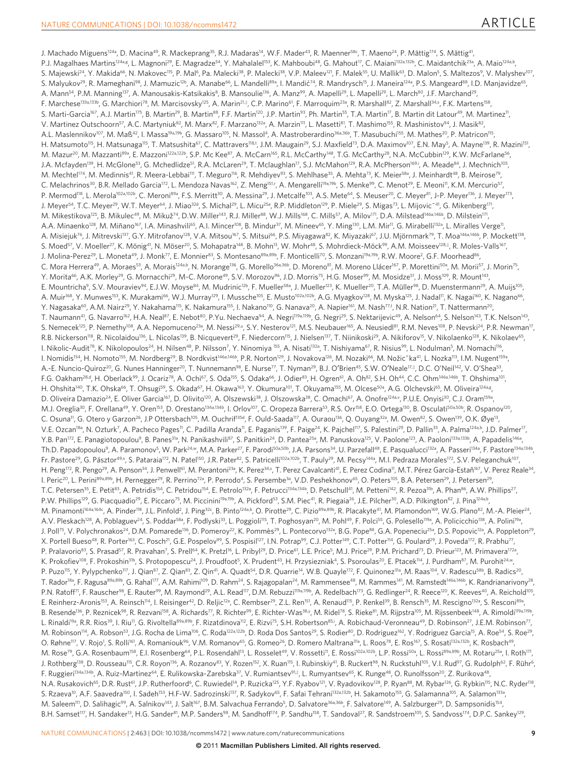J. Machado Miguens[124a], D. Macina[49], R. Mackeprang[35], R.J. Madaras[14], W.F. Mader[43], R. Maenner[58c], T. Maeno[24], P. Mättig[174], S. Mättig[41], P.J. Magalhaes Martins[124a,g], L. Magnoni[29], E. Magradze[54], Y. Mahalalel[153], K. Mahboubi[48], G. Mahout[17], C. Maiani[132a,132b], C. Maidantchik[23a], A. Maio[124a,b], S. Majewski[24], Y. Makida[66], N. Makovec[115], P. Mal[6], Pa. Malecki[38], P. Malecki[38], V.P. Maleev[121], F. Malek[55], U. Mallik[63], D. Malon[5], S. Maltezos[9], V. Malyshev[107], S. Malyukov[29], R. Mameghani[98], J. Mamuzic[12b], A. Manabe[66], L. Mandelli[89a], I. Mandić[74], R. Mandrysch[15], J. Maneira[124a], P.S. Mangeard[88], I.D. Manjavidze[65], A. Mann[54], P.M. Manning[137], A. Manousakis-Katsikakis[8], B. Mansoulie[136], A. Manz[99], A. Mapelli[29], L. Mapelli[29], L. March[80], J.F. Marchand[29], F. Marchese[133a,133b], G. Marchiori[78], M. Marcisovsky[125], A. Marin[21,‡], C.P. Marino[61], F. Marroquim[23a], R. Marshall[82], Z. Marshall[34,s], F.K. Martens[158], S. Marti-Garcia[167], A.J. Martin[175], B. Martin[29], B. Martin[88], F.F. Martin[120], J.P. Martin[93], Ph. Martin[55], T.A. Martin[17], B. Martin dit Latour[49], M. Martinez[11], V. Martinez Outschoorn[57], A.C. Martyniuk[82], M. Marx[82], F. Marzano[132a], A. Marzin[111], L. Masetti[81], T. Mashimo[155], R. Mashinistov[94], J. Masik[82], A.L. Maslennikov[107], M. Maß[42], I. Massa[19a,19b], G. Massaro[105], N. Massol[4], A. Mastroberardino[36a,36b], T. Masubuchi[155], M. Mathes[20], P. Matricon[115], H. Matsumoto[155], H. Matsunaga[155], T. Matsushita[67], C. Mattravers[118,t], J.M. Maugain[29], S.J. Maxfield[73], D.A. Maximov[107], E.N. May[5], A. Mayne[139], R. Mazini[151], M. Mazur[20], M. Mazzanti[89a], E. Mazzoni[122a,122b], S.P. Mc Kee[87], A. McCarn[165], R.L. McCarthy[148], T.G. McCarthy[28], N.A. McCubbin[129], K.W. McFarlane[56], J.A. Mcfayden[139], H. McGlone[53], G. Mchedlidze[51], R.A. McLaren[29], T. Mclaughlan[17], S.J. McMahon[129], R.A. McPherson[169,i], A. Meade[84], J. Mechnich[105], M. Mechtel[174], M. Medinnis[41], R. Meera-Lebbai[111], T. Meguro[116], R. Mehdiyev[93], S. Mehlhase[35], A. Mehta[73], K. Meier[58a], J. Meinhardt[48], B. Meirose[79], C. Melachrinos[30], B.R. Mellado Garcia[172], L. Mendoza Navas[162], Z. Meng[151,r], A. Mengarelli[19a,19b], S. Menke[99], C. Menot[29], E. Meoni[11], K.M. Mercurio[57], P. Mermod[118], L. Merola[102a,102b], C. Meroni[89a], F.S. Merritt[30], A. Messina[29], J. Metcalfe[103], A.S. Mete[64], S. Meuser[20], C. Meyer[81], J-P. Meyer[136], J. Meyer[173], J. Meyer[54], T.C. Meyer[29], W.T. Meyer[64], J. Miao[32d], S. Michal[29], L. Micu[25a], R.P. Middleton[129], P. Miele[29], S. Migas[73], L. Mijović[41], G. Mikenberg[171], M. Mikestikova[125], B. Mikulec[49], M. Mikuž[74], D.W. Miller[143], R.J. Miller[88], W.J. Mills[168], C. Mills[57], A. Milov[171], D.A. Milstead[146a,146b], D. Milstein[171], A.A. Minaenko[128], M. Miñano[167], I.A. Minashvili[65], A.I. Mincer[108], B. Mindur[37], M. Mineev[65], Y. Ming[130], L.M. Mir[11], G. Mirabelli[132a], L. Miralles Verge[11], A. Misiejuk[76], J. Mitrevski[137], G.Y. Mitrofanov[128], V.A. Mitsou[167], S. Mitsui[66], P.S. Miyagawa[82], K. Miyazaki[67], J.U. Mjörnmark[79], T. Moa[146a,146b], P. Mockett[138], S. Moed[57], V. Moeller[27], K. Mönig[41], N. Möser[20], S. Mohapatra[148], B. Mohn[13], W. Mohr[48], S. Mohrdieck-Möck[99], A.M. Moisseev[128,‡], R. Moles-Valls[167], J. Molina-Perez[29], L. Moneta[49], J. Monk[77], E. Monnier[83], S. Montesano[89a,89b], F. Monticelli[70], S. Monzani[19a,19b], R.W. Moore[2], G.F. Moorhead[86], C. Mora Herrera[49], A. Moraes[53], A. Morais[124a,b], N. Morange[136], G. Morello[36a,36b], D. Moreno[81], M. Moreno Llácer[167], P. Morettini[50a], M. Morii[57], J. Morin[75], Y. Morita[66], A.K. Morley[29], G. Mornacchi[29], M-C. Morone[49], S.V. Morozov[96], J.D. Morris[75], H.G. Moser[99], M. Mosidze[51], J. Moss[109], R. Mount[143], E. Mountricha[9], S.V. Mouraviev[94], E.J.W. Moyse[84], M. Mudrinic[12b], F. Mueller[58a], J. Mueller[123], K. Mueller[20], T.A. Müller[98], D. Muenstermann[29], A. Muijs[105], A. Muir[168], Y. Munwes[153], K. Murakami[66], W.J. Murray[129], I. Mussche[105], E. Musto[102a,102b], A.G. Myagkov[128], M. Myska[125], J. Nadal[11], K. Nagai[160], K. Nagano[66], Y. Nagasaka[60], A.M. Nairz[29], Y. Nakahama[115], K. Nakamura[155], I. Nakano[110], G. Nanava[20], A. Napier[161], M. Nash[77,t], N.R. Nation[21], T. Nattermann[20], T. Naumann[41], G. Navarro[162], H.A. Neal[87], E. Nebot[80], P.Yu. Nechaeva[94], A. Negri[119a,119b], G. Negri[29], S. Nektarijevic[49], A. Nelson[64], S. Nelson[143], T.K. Nelson[143], S. Nemecek[125], P. Nemethy[108], A.A. Nepomuceno[23a], M. Nessi[29,u], S.Y. Nesterov[121], M.S. Neubauer[165], A. Neusiedl[81], R.M. Neves[108], P. Nevski[24], P.R. Newman[17], R.B. Nickerson[118], R. Nicolaidou[136], L. Nicolas[139], B. Nicquevert[29], F. Niedercorn[115], J. Nielsen[137], T. Niinikoski[29], A. Nikiforov[15], V. Nikolaenko[128], K. Nikolaev[65], I. Nikolic-Audit[78], K. Nikolopoulos[24], H. Nilsen[48], P. Nilsson[7], Y. Ninomiya[155], A. Nisati[132a], T. Nishiyama[67], R. Nisius[99], L. Nodulman[5], M. Nomachi[116], I. Nomidis[154], H. Nomoto[155], M. Nordberg[29], B. Nordkvist[146a,146b], P.R. Norton[129], J. Novakova[126], M. Nozaki[66], M. Nožička[41], L. Nozka[113], I.M. Nugent[159a], A.-E. Nuncio-Quiroz[20], G. Nunes Hanninger[20], T. Nunnemann[98], E. Nurse[77], T. Nyman[29], B.J. O'Brien[45], S.W. O'Neale[17,‡], D.C. O'Neil[142], V. O'Shea[53], F.G. Oakham[28,d], H. Oberlack[99], J. Ocariz[78], A. Ochi[67], S. Oda[155], S. Odaka[66], J. Odier[83], H. Ogren[61], A. Oh[82], S.H. Oh[44], C.C. Ohm[146a,146b], T. Ohshima[101], H. Ohshita[140], T.K. Ohska[66], T. Ohsugi[59], S. Okada[67], H. Okawa[163], Y. Okumura[101], T. Okuyama[155], M. Olcese[50a], A.G. Olchevski[65], M. Oliveira[124a,g], D. Oliveira Damazio[24], E. Oliver Garcia[167], D. Olivito[120], A. Olszewski[38], J. Olszowska[38], C. Omachi[67], A. Onofre[124a,v], P.U.E. Onyisi[30], C.J. Oram[159a], M.J. Oreglia[30], F. Orellana[49], Y. Oren[153], D. Orestano[134a,134b], I. Orlov[107], C. Oropeza Barrera[53], R.S. Orr[158], E.O. Ortega[130], B. Osculati[50a,50b], R. Ospanov[120], C. Osuna[11], G. Otero y Garzon[26], J.P Ottersbach[105], M. Ouchrif[135d], F. Ould-Saada[117], A. Ouraou[136], Q. Ouyang[32a], M. Owen[82], S. Owen[139], O.K. Øye[13], V.E. Ozcan[18a], N. Ozturk[7], A. Pacheco Pages[11], C. Padilla Aranda[11], E. Paganis[139], F. Paige[24], K. Pajchel[117], S. Palestini[29], D. Pallin[33], A. Palma[124a,b], J.D. Palmer[17], Y.B. Pan[172], E. Panagiotopoulou[9], B. Panes[31a], N. Panikashvili[87], S. Panitkin[24], D. Pantea[25a], M. Panuskova[125], V. Paolone[123], A. Paoloni[133a,133b], A. Papadelis[146a], Th.D. Papadopoulou[9], A. Paramonov[5], W. Park[24,w], M.A. Parker[27], F. Parodi[50a,50b], J.A. Parsons[34], U. Parzefall[48], E. Pasqualucci[132a], A. Passeri[134a], F. Pastore[134a,134b], Fr. Pastore[29], G. Pásztor[49,x], S. Pataraia[172], N. Patel[150], J.R. Pater[82], S. Patricelli[102a,102b], T. Pauly[29], M. Pecsy[144a], M.I. Pedraza Morales[172], S.V. Peleganchuk[107], H. Peng[172], R. Pengo[29], A. Penson[34], J. Penwell[61], M. Perantoni[23a], K. Perez[34,s], T. Perez Cavalcanti[41], E. Perez Codina[11], M.T. Pérez García-Estañ[167], V. Perez Reale[34], I. Peric[20], L. Perini[89a,89b], H. Pernegger[29], R. Perrino[72a], P. Perrodo[4], S. Persembe[3a], V.D. Peshekhonov[65], O. Peters[105], B.A. Petersen[29], J. Petersen[29], T.C. Petersen[35], E. Petit[83], A. Petridis[154], C. Petridou[154], E. Petrolo[132a], F. Petrucci[134a,134b], D. Petschull[41], M. Petteni[142], R. Pezoa[31b], A. Phan[86], A.W. Phillips[27], P.W. Phillips[129], G. Piacquadio[29], E. Piccaro[75], M. Piccinini[19a,19b], A. Pickford[53], S.M. Piec[41], R. Piegaia[26], J.E. Pilcher[30], A.D. Pilkington[82], J. Pina[124a,b], M. Pinamonti[164a,164c], A. Pinder[118], J.L. Pinfold[2], J. Ping[32c], B. Pinto[124a,b], O. Pirotte[29], C. Pizio[89a,89b], R. Placakyte[41], M. Plamondon[169], W.G. Plano[82], M.-A. Pleier[24], A.V. Pleskach[128], A. Poblaguev[24], S. Poddar[58a], F. Podlyski[33], L. Poggioli[115], T. Poghosyan[20], M. Pohl[49], F. Polci[55], G. Polesello[119a], A. Policicchio[138], A. Polini[19a], J. Poll[75], V. Polychronakos[24], D.M. Pomarede[136], D. Pomeroy[22], K. Pommès[29], L. Pontecorvo[132a], B.G. Pope[88], G.A. Popeneciu[25a], D.S. Popovic[12a], A. Poppleton[29], X. Portell Bueso[48], R. Porter[163], C. Posch[21], G.E. Pospelov[99], S. Pospisil[127], I.N. Potrap[99], C.J. Potter[149], C.T. Potter[114], G. Poulard[29], J. Poveda[172], R. Prabhu[77], P. Pralavorio[83], S. Prasad[57], R. Pravahan[7], S. Prell[64], K. Pretzl[16], L. Pribyl[29], D. Price[61], L.E. Price[5], M.J. Price[29], P.M. Prichard[73], D. Prieur[123], M. Primavera[72a], K. Prokofiev[108], F. Prokoshin[31b], S. Protopopescu[24], J. Proudfoot[5], X. Prudent[43], H. Przysiezniak[4], S. Psoroulas[20], E. Ptacek[114], J. Purdham[87], M. Purohit[24,w], P. Puzo[115], Y. Pylypchenko[117], J. Qian[87], Z. Qian[83], Z. Qin[41], A. Quadt[54], D.R. Quarrie[14], W.B. Quayle[172], F. Quinonez[31a], M. Raas[104], V. Radescu[58b], B. Radics[20], T. Rador[18a], F. Ragusa[89a,89b], G. Rahal[177], A.M. Rahimi[109], D. Rahm[24], S. Rajagopalan[24], M. Rammensee[48], M. Rammes[141], M. Ramstedt[146a,146b], K. Randrianarivony[28], P.N. Ratoff[71], F. Rauscher[98], E. Rauter[99], M. Raymond[29], A.L. Read[117], D.M. Rebuzzi[119a,119b], A. Redelbach[173], G. Redlinger[24], R. Reece[120], K. Reeves[40], A. Reichold[105], E. Reinherz-Aronis[153], A. Reinsch[114], I. Reisinger[42], D. Reljic[12a], C. Rembser[29], Z.L. Ren[151], A. Renaud[115], P. Renkel[39], B. Rensch[35], M. Rescigno[132a], S. Resconi[89a], B. Resende[136], P. Reznicek[98], R. Rezvani[158], A. Richards[77], R. Richter[99], E. Richter-Was[38,y], M. Ridel[78], S. Rieke[81], M. Rijpstra[105], M. Rijssenbeek[148], A. Rimoldi[119a,119b], L. Rinaldi[19a], R.R. Rios[39], I. Riu[11], G. Rivoltella[89a,89b], F. Rizatdinova[112], E. Rizvi[75], S.H. Robertson[85,i], A. Robichaud-Veronneau[49], D. Robinson[27], J.E.M. Robinson[77], M. Robinson[114], A. Robson[53], J.G. Rocha de Lima[106], C. Roda[122a,122b], D. Roda Dos Santos[29], S. Rodier[80], D. Rodriguez[162], Y. Rodriguez Garcia[15], A. Roe[54], S. Roe[29], O. Røhne[117], V. Rojo[1], S. Rolli[161], A. Romaniouk[96], V.M. Romanov[65], G. Romeo[26], D. Romero Maltrana[31a], L. Roos[78], E. Ros[167], S. Rosati[132a,132b], K. Rosbach[49], M. Rose[79], G.A. Rosenbaum[158], E.I. Rosenberg[64], P.L. Rosendahl[13], L. Rosselet[49], V. Rossetti[11], E. Rossi[102a,102b], L.P. Rossi[50a], L. Rossi[89a,89b], M. Rotaru[25a], I. Roth[171], J. Rothberg[138], D. Rousseau[115], C.R. Royon[136], A. Rozanov[83], Y. Rozen[152], X. Ruan[115], I. Rubinskiy[41], B. Ruckert[98], N. Ruckstuhl[105], V.I. Rud[97], G. Rudolph[62], F. Rühr[6], F. Ruggieri[134a,134b], A. Ruiz-Martinez[64], E. Rulikowska-Zarebska[37], V. Rumiantsev[91,‡], L. Rumyantsev[65], K. Runge[48], O. Runolfsson[20], Z. Rurikova[48], N.A. Rusakovich[65], D.R. Rust[61], J.P. Rutherfoord[6], C. Ruwiedel[14], P. Ruzicka[125], Y.F. Ryabov[121], V. Ryadovikov[128], P. Ryan[88], M. Rybar[126], G. Rybkin[115], N.C. Ryder[118], S. Rzaeva[10], A.F. Saavedra[150], I. Sadeh[153], H.F-W. Sadrozinski[137], R. Sadykov[65], F. Safai Tehrani[132a,132b], H. Sakamoto[155], G. Salamanna[105], A. Salamon[133a], M. Saleem[111], D. Salihagic[99], A. Salnikov[143], J. Salt[167], B.M. Salvachua Ferrando[5], D. Salvatore[36a,36b], F. Salvatore[149], A. Salzburger[29], D. Sampsonidis[154], B.H. Samset[117], H. Sandaker[13], H.G. Sander[81], M.P. Sanders[98], M. Sandhoff[174], P. Sandhu[158], T. Sandoval[27], R. Sandstroem[105], S. Sandvoss[174], D.P.C. Sankey[129],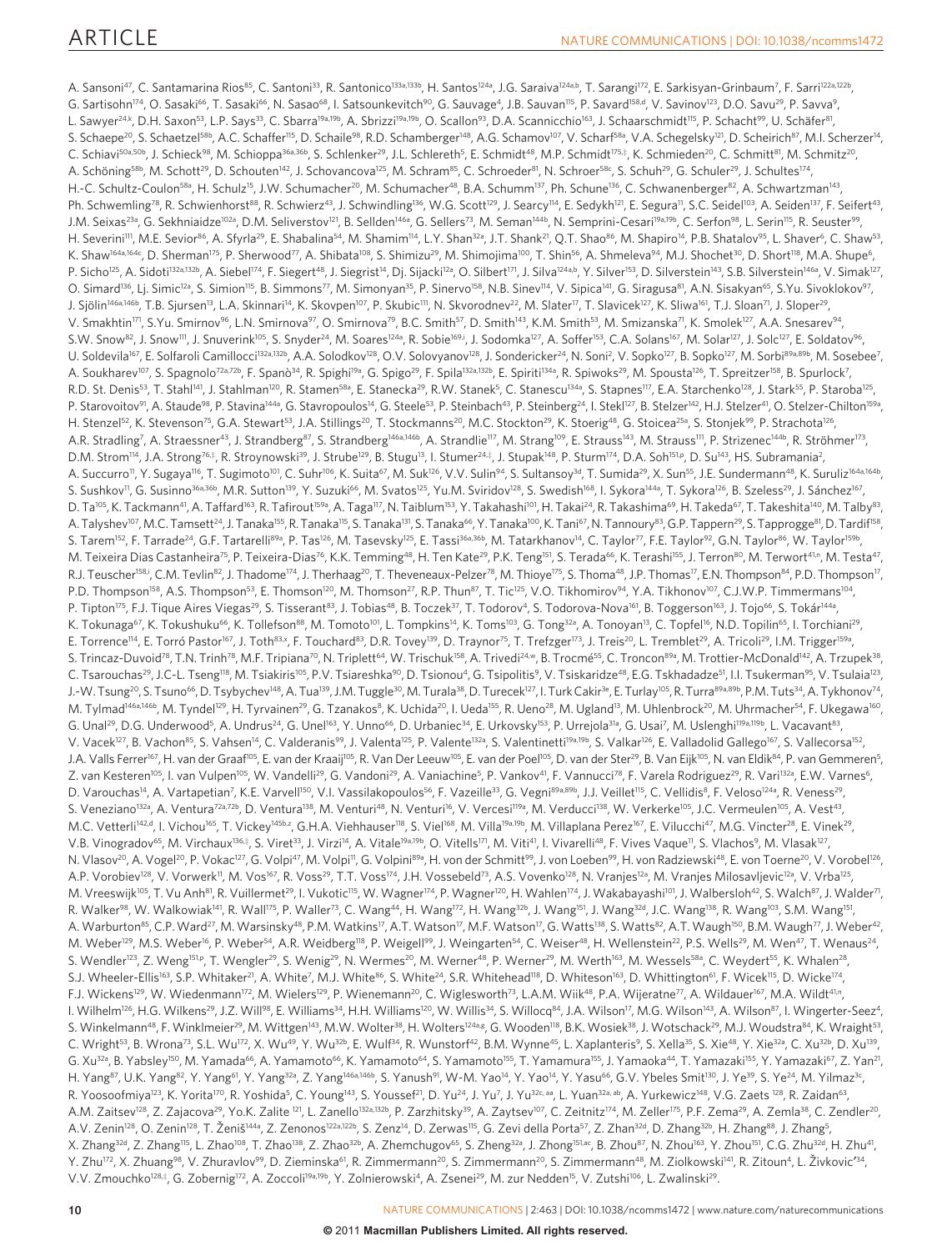A. Sansoni[47], C. Santamarina Rios[85], C. Santoni[33], R. Santonico[133a,133b], H. Santos[124a], J.G. Saraiva[124a,b], T. Sarangi[172], E. Sarkisyan-Grinbaum[7], F. Sarri[122a,122b], G. Sartisohn[174], O. Sasaki[66], T. Sasaki[66], N. Sasao[68], I. Satsounkevitch[90], G. Sauvage[4], J.B. Sauvan[115], P. Savard[158,d], V. Savinov[123], D.O. Savu[29], P. Savva[9], L. Sawyer[24,k], D.H. Saxon[53], L.P. Says[33], C. Sbarra[19a,19b], A. Sbrizzi[19a,19b], O. Scallon[93], D.A. Scannicchio[163], J. Schaarschmidt[115], P. Schacht[99], U. Schäfer[81], S. Schaepe[20], S. Schaetzel[58b], A.C. Schaffer[115], D. Schaile[98], R.D. Schamberger[148], A.G. Schamov[107], V. Scharf[58a], V.A. Schegelsky[121], D. Scheirich[87], M.I. Scherzer[14], C. Schiavi[50a,50b], J. Schieck[98], M. Schioppa[36a,36b], S. Schlenker[29], J.L. Schlereth[5], E. Schmidt[48], M.P. Schmidt[175,‡], K. Schmieden[20], C. Schmitt[81], M. Schmitz[20], A. Schöning[58b], M. Schott[29], D. Schouten[142], J. Schovancova[125], M. Schram[85], C. Schroeder[81], N. Schroer[58c], S. Schuh[29], G. Schuler[29], J. Schultes[174], H.-C. Schultz-Coulon[58a], H. Schulz[15], J.W. Schumacher[20], M. Schumacher[48], B.A. Schumm[137], Ph. Schune[136], C. Schwanenberger[82], A. Schwartzman[143], Ph. Schwemling[78], R. Schwienhorst[88], R. Schwierz[43], J. Schwindling[136], W.G. Scott[129], J. Searcy[114], E. Sedykh[121], E. Segura[11], S.C. Seidel[103], A. Seiden[137], F. Seifert[43], J.M. Seixas[23a], G. Sekhniaidze[102a], D.M. Seliverstov[121], B. Sellden[146a], G. Sellers[73], M. Seman[144b], N. Semprini-Cesari[19a,19b], C. Serfon[98], L. Serin[115], R. Seuster[99], H. Severini[111], M.E. Sevior[86], A. Sfyrla[29], E. Shabalina[54], M. Shamim[114], L.Y. Shan[32a], J.T. Shank[21], Q.T. Shao[86], M. Shapiro[14], P.B. Shatalov[95], L. Shaver[6], C. Shaw[53], K. Shaw[164a,164c], D. Sherman[175], P. Sherwood[77], A. Shibata[108], S. Shimizu[29], M. Shimojima[100], T. Shin[56], A. Shmeleva[94], M.J. Shochet[30], D. Short[118], M.A. Shupe[6], P. Sicho[125], A. Sidoti[132a,132b], A. Siebel[174], F. Siegert[48], J. Siegrist[14], Dj. Sijacki[12a], O. Silbert[171], J. Silva[124a,b], Y. Silver[153], D. Silverstein[143], S.B. Silverstein[146a], V. Simak[127], O. Simard[136], Lj. Simic[12a], S. Simion[115], B. Simmons[77], M. Simonyan[35], P. Sinervo[158], N.B. Sinev[114], V. Sipica[141], G. Siragusa[81], A.N. Sisakyan[65], S.Yu. Sivoklokov[97], J. Sjölin[146a,146b], T.B. Sjursen[13], L.A. Skinnari[14], K. Skovpen[107], P. Skubic[111], N. Skvorodnev[22], M. Slater[17], T. Slavicek[127], K. Sliwa[161], T.J. Sloan[71], J. Sloper[29], V. Smakhtin[171], S.Yu. Smirnov[96], L.N. Smirnova[97], O. Smirnova[79], B.C. Smith[57], D. Smith[143], K.M. Smith[53], M. Smizanska[71], K. Smolek[127], A.A. Snesarev[94], S.W. Snow[82], J. Snow[111], J. Snuverink[105], S. Snyder[24], M. Soares[124a], R. Sobie[169,j], J. Sodomka[127], A. Soffer[153], C.A. Solans[167], M. Solar[127], J. Solc[127], E. Soldatov[96], U. Soldevila[167], E. Solfaroli Camillocci[132a,132b], A.A. Solodkov[128], O.V. Solovyanov[128], J. Sondericker[24], N. Soni[2], V. Sopko[127], B. Sopko[127], M. Sorbi[89a,89b], M. Sosebee[7], A. Soukharev[107], S. Spagnolo[72a,72b], F. Spanò[34], R. Spighi[19a], G. Spigo[29], F. Spila[132a,132b], E. Spiriti[134a], R. Spiwoks[29], M. Spousta[126], T. Spreitzer[158], B. Spurlock[7], R.D. St. Denis[53], T. Stahl[141], J. Stahlman[120], R. Stamen[58a], E. Stanecka[29], R.W. Stanek[5], C. Stanescu[134a], S. Stapnes[117], E.A. Starchenko[128], J. Stark[55], P. Staroba[125], P. Starovoitov[91], A. Staude[98], P. Stavina[144a], G. Stavropoulos[14], G. Steele[53], P. Steinbach[43], P. Steinberg[24], I. Stekl[127], B. Stelzer[142], H.J. Stelzer[41], O. Stelzer-Chilton[159a], H. Stenzel[52], K. Stevenson[75], G.A. Stewart[53], J.A. Stillings[20], T. Stockmanns[20], M.C. Stockton[29], K. Stoerig[48], G. Stoicea[25a], S. Stonjek[99], P. Strachota[126], A.R. Stradling[7], A. Straessner[43], J. Strandberg[87], S. Strandberg[146a,146b], A. Strandlie[117], M. Strang[109], E. Strauss[143], M. Strauss[111], P. Strizenec[144b], R. Ströhmer[173], D.M. Strom[114], J.A. Strong[76,‡], R. Stroynowski[39], J. Strube[129], B. Stugu[13], I. Stumer[24,‡], J. Stupak[148], P. Sturm[174], D.A. Soh[151,p], D. Su[143], HS. Subramania[2], A. Succurro[11], Y. Sugaya[116], T. Sugimoto[101], C. Suhr[106], K. Suita[67], M. Suk[126], V.V. Sulin[94], S. Sultansoy[3d], T. Sumida[29], X. Sun[55], J.E. Sundermann[48], K. Suruliz[164a,164b], S. Sushkov[11], G. Susinno[36a,36b], M.R. Sutton[139], Y. Suzuki[66], M. Svatos[125], Yu.M. Sviridov[128], S. Swedish[168], I. Sykora[144a], T. Sykora[126], B. Szeless[29], J. Sánchez[167], D. Ta[105], K. Tackmann[41], A. Taffard[163], R. Tafirout[159a], A. Taga[117], N. Taiblum[153], Y. Takahashi[101], H. Takai[24], R. Takashima[69], H. Takeda[67], T. Takeshita[140], M. Talby[83], A. Talyshev[107], M.C. Tamsett[24], J. Tanaka[155], R. Tanaka[115], S. Tanaka[131], S. Tanaka[66], Y. Tanaka[100], K. Tani[67], N. Tannoury[83], G.P. Tappern[29], S. Tapprogge[81], D. Tardif[158], S. Tarem[152], F. Tarrade[24], G.F. Tartarelli[89a], P. Tas[126], M. Tasevsky[125], E. Tassi[36a,36b], M. Tatarkhanov[14], C. Taylor[77], F.E. Taylor[92], G.N. Taylor[86], W. Taylor[159b], M. Teixeira Dias Castanheira[75], P. Teixeira-Dias[76], K.K. Temming[48], H. Ten Kate[29], P.K. Teng[151], S. Terada[66], K. Terashi[155], J. Terron[80], M. Terwort[41,n], M. Testa[47], R.J. Teuscher[158,j], C.M. Tevlin[82], J. Thadome[174], J. Therhaag[20], T. Theveneaux-Pelzer[78], M. Thioye[175], S. Thoma[48], J.P. Thomas[17], E.N. Thompson[84], P.D. Thompson[17], P.D. Thompson[158], A.S. Thompson[53], E. Thomson[120], M. Thomson[27], R.P. Thun[87], T. Tic[125], V.O. Tikhomirov[94], Y.A. Tikhonov[107], C.J.W.P. Timmermans[104], P. Tipton[175], F.J. Tique Aires Viegas[29], S. Tisserant[83], J. Tobias[48], B. Toczek[37], T. Todorov[4], S. Todorova-Nova[161], B. Toggerson[163], J. Tojo[66], S. Tokár[144a], K. Tokunaga[67], K. Tokushuku[66], K. Tollefson[88], M. Tomoto[101], L. Tompkins[14], K. Toms[103], G. Tong[32a], A. Tonoyan[13], C. Topfel[16], N.D. Topilin[65], I. Torchiani[29], E. Torrence[114], E. Torró Pastor[167], J. Toth[83,x], F. Touchard[83], D.R. Tovey[139], D. Traynor[75], T. Trefzger[173], J. Treis[20], L. Tremblet[29], A. Tricoli[29], I.M. Trigger[159a], S. Trincaz-Duvoid[78], T.N. Trinh[78], M.F. Tripiana[70], N. Triplett[64], W. Trischuk[158], A. Trivedi[24,w], B. Trocmé[55], C. Troncon[89a], M. Trottier-McDonald[142], A. Trzupek[38], C. Tsarouchas[29], J.C-L. Tseng[118], M. Tsiakiris[105], P.V. Tsiareshka[90], D. Tsionou[4], G. Tsipolitis[9], V. Tsiskaridze[48], E.G. Tskhadadze[51], I.I. Tsukerman[95], V. Tsulaia[123], J.-W. Tsung[20], S. Tsuno[66], D. Tsybychev[148], A. Tua[139], J.M. Tuggle[30], M. Turala[38], D. Turecek[127], I. Turk Cakir[3e], E. Turlay[105], R. Turra[89a,89b], P.M. Tuts[34], A. Tykhonov[74], M. Tylmad[146a,146b], M. Tyndel[129], H. Tyrvainen[29], G. Tzanakos[8], K. Uchida[20], I. Ueda[155], R. Ueno[28], M. Ugland[13], M. Uhlenbrock[20], M. Uhrmacher[54], F. Ukegawa[160], G. Unal[29], D.G. Underwood[5], A. Undrus[24], G. Unel[163], Y. Unno[66], D. Urbaniec[34], E. Urkovsky[153], P. Urrejola[31a], G. Usai[7], M. Uslenghi[119a,119b], L. Vacavant[83], V. Vacek[127], B. Vachon[85], S. Vahsen[14], C. Valderanis[99], J. Valenta[125], P. Valente[132a], S. Valentinetti[19a,19b], S. Valkar[126], E. Valladolid Gallego[167], S. Vallecorsa[152], J.A. Valls Ferrer[167], H. van der Graaf[105], E. van der Kraaij[105], R. Van Der Leeuw[105], E. van der Poel[105], D. van der Ster[29], B. Van Eijk[105], N. van Eldik[84], P. van Gemmeren[5], Z. van Kesteren[105], I. van Vulpen[105], W. Vandelli[29], G. Vandoni[29], A. Vaniachine[5], P. Vankov[41], F. Vannucci[78], F. Varela Rodriguez[29], R. Vari[132a], E.W. Varnes[6], D. Varouchas[14], A. Vartapetian[7], K.E. Varvell[150], V.I. Vassilakopoulos[56], F. Vazeille[33], G. Vegni[89a,89b], J.J. Veillet[115], C. Vellidis[8], F. Veloso[124a], R. Veness[29], S. Veneziano[132a], A. Ventura[72a,72b], D. Ventura[138], M. Venturi[48], N. Venturi[16], V. Vercesi[119a], M. Verducci[138], W. Verkerke[105], J.C. Vermeulen[105], A. Vest[43], M.C. Vetterli[142,d], I. Vichou[165], T. Vickey[145b,z], G.H.A. Viehhauser[118], S. Viel[168], M. Villa[19a,19b], M. Villaplana Perez[167], E. Vilucchi[47], M.G. Vincter[28], E. Vinek[29], V.B. Vinogradov[65], M. Virchaux[136,‡], S. Viret[33], J. Virzi[14], A. Vitale[19a,19b], O. Vitells[171], M. Viti[41], I. Vivarelli[48], F. Vives Vaque[11], S. Vlachos[9], M. Vlasak[127], N. Vlasov[20], A. Vogel[20], P. Vokac[127], G. Volpi[47], M. Volpi[11], G. Volpini[89a], H. von der Schmitt[99], J. von Loeben[99], H. von Radziewski[48], E. von Toerne[20], V. Vorobel[126], A.P. Vorobiev[128], V. Vorwerk[11], M. Vos[167], R. Voss[29], T.T. Voss[174], J.H. Vossebeld[73], A.S. Vovenko[128], N. Vranjes[12a], M. Vranjes Milosavljevic[12a], V. Vrba[125], M. Vreeswijk[105], T. Vu Anh[81], R. Vuillermet[29], I. Vukotic[115], W. Wagner[174], P. Wagner[120], H. Wahlen[174], J. Wakabayashi[101], J. Walbersloh[42], S. Walch[87], J. Walder[71], R. Walker[98], W. Walkowiak[141], R. Wall[175], P. Waller[73], C. Wang[44], H. Wang[172], H. Wang[32b], J. Wang[151], J. Wang[32d], J.C. Wang[138], R. Wang[103], S.M. Wang[151], A. Warburton[85], C.P. Ward[27], M. Warsinsky[48], P.M. Watkins[17], A.T. Watson[17], M.F. Watson[17], G. Watts[138], S. Watts[82], A.T. Waugh[150], B.M. Waugh[77], J. Weber[42], M. Weber[129], M.S. Weber[16], P. Weber[54], A.R. Weidberg[118], P. Weigell[99], J. Weingarten[54], C. Weiser[48], H. Wellenstein[22], P.S. Wells[29], M. Wen[47], T. Wenaus[24], S. Wendler[123], Z. Weng[151,p], T. Wengler[29], S. Wenig[29], N. Wermes[20], M. Werner[48], P. Werner[29], M. Werth[163], M. Wessels[58a], C. Weydert[55], K. Whalen[28], S.J. Wheeler-Ellis[163], S.P. Whitaker[21], A. White[7], M.J. White[86], S. White[24], S.R. Whitehead[118], D. Whiteson[163], D. Whittington[61], F. Wicek[115], D. Wicke[174], F.J. Wickens[129], W. Wiedenmann[172], M. Wielers[129], P. Wienemann[20], C. Wiglesworth[73], L.A.M. Wiik[48], P.A. Wijeratne[77], A. Wildauer[167], M.A. Wildt[41,n], I. Wilhelm[126], H.G. Wilkens[29], J.Z. Will[98], E. Williams[34], H.H. Williams[120], W. Willis[34], S. Willocq[84], J.A. Wilson[17], M.G. Wilson[143], A. Wilson[87], I. Wingerter-Seez[4], S. Winkelmann[48], F. Winklmeier[29], M. Wittgen[143], M.W. Wolter[38], H. Wolters[124a,g], G. Wooden[118], B.K. Wosiek[38], J. Wotschack[29], M.J. Woudstra[84], K. Wraight[53], C. Wright[53], B. Wrona[73], S.L. Wu[172], X. Wu[49], Y. Wu[32b], E. Wulf[34], R. Wunstorf[42], B.M. Wynne[45], L. Xaplanteris[9], S. Xella[35], S. Xie[48], Y. Xie[32a], C. Xu[32b], D. Xu[139], G. Xu[32a], B. Yabsley[150], M. Yamada[66], A. Yamamoto[66], K. Yamamoto[64], S. Yamamoto[155], T. Yamamura[155], J. Yamaoka[44], T. Yamazaki[155], Y. Yamazaki[67], Z. Yan[21], H. Yang[87], U.K. Yang[82], Y. Yang[61], Y. Yang[32a], Z. Yang[146a,146b], S. Yanush[91], W-M. Yao[14], Y. Yao[14], Y. Yasu[66], G.V. Ybeles Smit[130], J. Ye[39], S. Ye[24], M. Yilmaz[3c], R. Yoosoofmiya[123], K. Yorita[170], R. Yoshida[5], C. Young[143], S. Youssef[21], D. Yu[24], J. Yu[7], J. Yu[32c,aa], L. Yuan[32a,ab], A. Yurkewicz[148], V.G. Zaets [128], R. Zaidan[63], A.M. Zaitsev[128], Z. Zajacova[29], Yo.K. Zalite [121], L. Zanello[132a,132b], P. Zarzhitsky[39], A. Zaytsev[107], C. Zeitnitz[174], M. Zeller[175], P.F. Zema[29], A. Zemla[38], C. Zendler[20], A.V. Zenin[128], O. Zenin[128], T. Ženiš[144a], Z. Zenonos[122a,122b], S. Zenz[14], D. Zerwas[115], G. Zevi della Porta[57], Z. Zhan[32d], D. Zhang[32b], H. Zhang[88], J. Zhang[5], X. Zhang[32d], Z. Zhang[115], L. Zhao[108], T. Zhao[138], Z. Zhao[32b], A. Zhemchugov[65], S. Zheng[32a], J. Zhong[151,ac], B. Zhou[87], N. Zhou[163], Y. Zhou[151], C.G. Zhu[32d], H. Zhu[41], Y. Zhu[172], X. Zhuang[98], V. Zhuravlov[99], D. Zieminska[61], R. Zimmermann[20], S. Zimmermann[20], S. Zimmermann[48], M. Ziolkowski[141], R. Zitoun[4], L. Živković[34], V.V. Zmouchko[128,‡], G. Zobernig[172], A. Zoccoli[19a,19b], Y. Zolnierowski[4], A. Zsenei[29], M. zur Nedden[15], V. Zutshi[106], L. Zwalinski[29].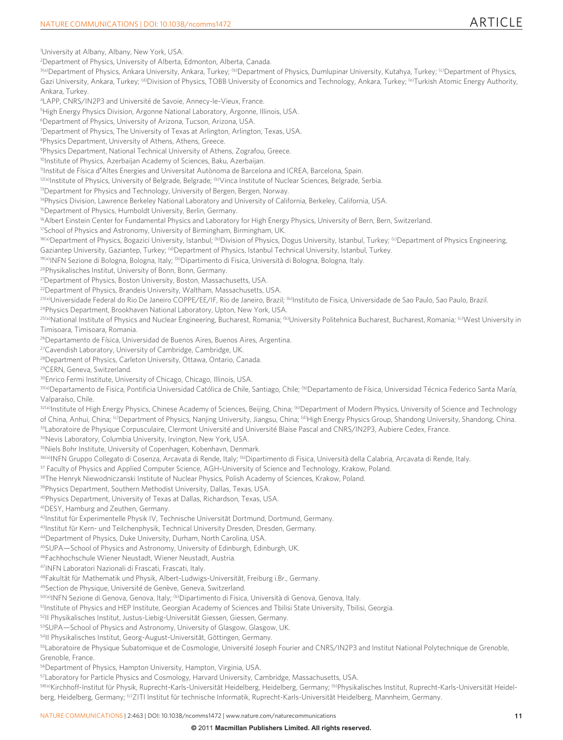[1]University at Albany, Albany, New York, USA.
[2]Department of Physics, University of Alberta, Edmonton, Alberta, Canada.
[3(a)]Department of Physics, Ankara University, Ankara, Turkey; [(b)]Department of Physics, Dumlupinar University, Kutahya, Turkey; [(c)]Department of Physics, Gazi University, Ankara, Turkey; [(d)]Division of Physics, TOBB University of Economics and Technology, Ankara, Turkey; [(e)]Turkish Atomic Energy Authority, Ankara, Turkey.
[4]LAPP, CNRS/IN2P3 and Université de Savoie, Annecy-le-Vieux, France.
[5]High Energy Physics Division, Argonne National Laboratory, Argonne, Illinois, USA.
[6]Department of Physics, University of Arizona, Tucson, Arizona, USA.
[7]Department of Physics, The University of Texas at Arlington, Arlington, Texas, USA.
[8]Physics Department, University of Athens, Athens, Greece.
[9]Physics Department, National Technical University of Athens, Zografou, Greece.
[10]Institute of Physics, Azerbaijan Academy of Sciences, Baku, Azerbaijan.
[11]Institut de Física d'Altes Energies and Universitat Autònoma de Barcelona and ICREA, Barcelona, Spain.
[12(a)]Institute of Physics, University of Belgrade, Belgrade; [(b)]Vinca Institute of Nuclear Sciences, Belgrade, Serbia.
[13]Department for Physics and Technology, University of Bergen, Bergen, Norway.
[14]Physics Division, Lawrence Berkeley National Laboratory and University of California, Berkeley, California, USA.
[15]Department of Physics, Humboldt University, Berlin, Germany.
[16]Albert Einstein Center for Fundamental Physics and Laboratory for High Energy Physics, University of Bern, Bern, Switzerland.
[17]School of Physics and Astronomy, University of Birmingham, Birmingham, UK.
[18(a)]Department of Physics, Bogazici University, Istanbul; [(b)]Division of Physics, Dogus University, Istanbul, Turkey; [(c)]Department of Physics Engineering, Gaziantep University, Gaziantep, Turkey; [(d)]Department of Physics, Istanbul Technical University, Istanbul, Turkey.
[19(a)]INFN Sezione di Bologna, Bologna, Italy; [(b)]Dipartimento di Fisica, Università di Bologna, Bologna, Italy.
[20]Physikalisches Institut, University of Bonn, Bonn, Germany.
[21]Department of Physics, Boston University, Boston, Massachusetts, USA.
[22]Department of Physics, Brandeis University, Waltham, Massachusetts, USA.
[23(a)]Universidade Federal do Rio De Janeiro COPPE/EE/IF, Rio de Janeiro, Brazil; [(b)]Instituto de Fisica, Universidade de Sao Paulo, Sao Paulo, Brazil.
[24]Physics Department, Brookhaven National Laboratory, Upton, New York, USA.
[25(a)]National Institute of Physics and Nuclear Engineering, Bucharest, Romania; [(b)]University Politehnica Bucharest, Bucharest, Romania; [(c)]West University in Timisoara, Timisoara, Romania.
[26]Departamento de Física, Universidad de Buenos Aires, Buenos Aires, Argentina.
[27]Cavendish Laboratory, University of Cambridge, Cambridge, UK.
[28]Department of Physics, Carleton University, Ottawa, Ontario, Canada.
[29]CERN, Geneva, Switzerland.
[30]Enrico Fermi Institute, University of Chicago, Chicago, Illinois, USA.
[31(a)]Departamento de Fisica, Pontificia Universidad Católica de Chile, Santiago, Chile; [(b)]Departamento de Física, Universidad Técnica Federico Santa María, Valparaíso, Chile.
[32(a)]Institute of High Energy Physics, Chinese Academy of Sciences, Beijing, China; [(b)]Department of Modern Physics, University of Science and Technology of China, Anhui, China; [(c)]Department of Physics, Nanjing University, Jiangsu, China; [(d)]High Energy Physics Group, Shandong University, Shandong, China.
[33]Laboratoire de Physique Corpusculaire, Clermont Université and Université Blaise Pascal and CNRS/IN2P3, Aubiere Cedex, France.
[34]Nevis Laboratory, Columbia University, Irvington, New York, USA.
[35]Niels Bohr Institute, University of Copenhagen, Kobenhavn, Denmark.
[36(a)]INFN Gruppo Collegato di Cosenza, Arcavata di Rende, Italy; [(b)]Dipartimento di Fisica, Università della Calabria, Arcavata di Rende, Italy.
[37] Faculty of Physics and Applied Computer Science, AGH-University of Science and Technology, Krakow, Poland.
[38]The Henryk Niewodniczanski Institute of Nuclear Physics, Polish Academy of Sciences, Krakow, Poland.
[39]Physics Department, Southern Methodist University, Dallas, Texas, USA.
[40]Physics Department, University of Texas at Dallas, Richardson, Texas, USA.
[41]DESY, Hamburg and Zeuthen, Germany.
[42]Institut für Experimentelle Physik IV, Technische Universität Dortmund, Dortmund, Germany.
[43]Institut für Kern- und Teilchenphysik, Technical University Dresden, Dresden, Germany.
[44]Department of Physics, Duke University, Durham, North Carolina, USA.
[45]SUPA—School of Physics and Astronomy, University of Edinburgh, Edinburgh, UK.
[46]Fachhochschule Wiener Neustadt, Wiener Neustadt, Austria.
[47]INFN Laboratori Nazionali di Frascati, Frascati, Italy.
[48]Fakultät für Mathematik und Physik, Albert-Ludwigs-Universität, Freiburg i.Br., Germany.
[49]Section de Physique, Université de Genève, Geneva, Switzerland.
[50(a)]INFN Sezione di Genova, Genova, Italy; [(b)]Dipartimento di Fisica, Università di Genova, Genova, Italy.
[51]Institute of Physics and HEP Institute, Georgian Academy of Sciences and Tbilisi State University, Tbilisi, Georgia.
[52]II Physikalisches Institut, Justus-Liebig-Universität Giessen, Giessen, Germany.
[53]SUPA—School of Physics and Astronomy, University of Glasgow, Glasgow, UK.
[54]II Physikalisches Institut, Georg-August-Universität, Göttingen, Germany.
[55]Laboratoire de Physique Subatomique et de Cosmologie, Université Joseph Fourier and CNRS/IN2P3 and Institut National Polytechnique de Grenoble, Grenoble, France.
[56]Department of Physics, Hampton University, Hampton, Virginia, USA.
[57]Laboratory for Particle Physics and Cosmology, Harvard University, Cambridge, Massachusetts, USA.
[58(a)]Kirchhoff-Institut für Physik, Ruprecht-Karls-Universität Heidelberg, Heidelberg, Germany; [(b)]Physikalisches Institut, Ruprecht-Karls-Universität Heidelberg, Heidelberg, Germany; [(c)]ZITI Institut für technische Informatik, Ruprecht-Karls-Universität Heidelberg, Mannheim, Germany.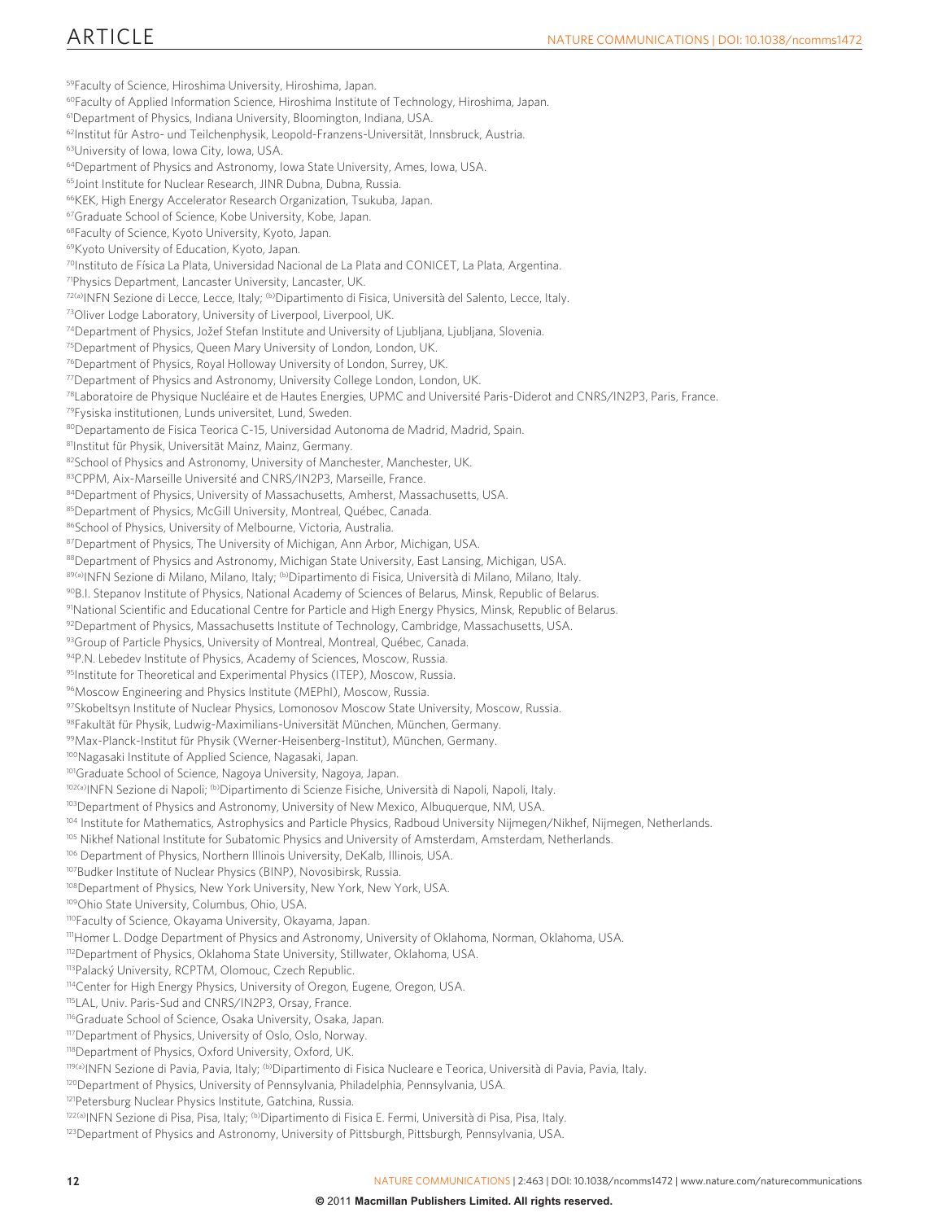[59]Faculty of Science, Hiroshima University, Hiroshima, Japan.
[60]Faculty of Applied Information Science, Hiroshima Institute of Technology, Hiroshima, Japan.
[61]Department of Physics, Indiana University, Bloomington, Indiana, USA.
[62]Institut für Astro- und Teilchenphysik, Leopold-Franzens-Universität, Innsbruck, Austria.
[63]University of Iowa, Iowa City, Iowa, USA.
[64]Department of Physics and Astronomy, Iowa State University, Ames, Iowa, USA.
[65]Joint Institute for Nuclear Research, JINR Dubna, Dubna, Russia.
[66]KEK, High Energy Accelerator Research Organization, Tsukuba, Japan.
[67]Graduate School of Science, Kobe University, Kobe, Japan.
[68]Faculty of Science, Kyoto University, Kyoto, Japan.
[69]Kyoto University of Education, Kyoto, Japan.
[70]Instituto de Física La Plata, Universidad Nacional de La Plata and CONICET, La Plata, Argentina.
[71]Physics Department, Lancaster University, Lancaster, UK.
[72(a)]INFN Sezione di Lecce, Lecce, Italy; [(b)]Dipartimento di Fisica, Università del Salento, Lecce, Italy.
[73]Oliver Lodge Laboratory, University of Liverpool, Liverpool, UK.
[74]Department of Physics, Jožef Stefan Institute and University of Ljubljana, Ljubljana, Slovenia.
[75]Department of Physics, Queen Mary University of London, London, UK.
[76]Department of Physics, Royal Holloway University of London, Surrey, UK.
[77]Department of Physics and Astronomy, University College London, London, UK.
[78]Laboratoire de Physique Nucléaire et de Hautes Energies, UPMC and Université Paris-Diderot and CNRS/IN2P3, Paris, France.
[79]Fysiska institutionen, Lunds universitet, Lund, Sweden.
[80]Departamento de Fisica Teorica C-15, Universidad Autonoma de Madrid, Madrid, Spain.
[81]Institut für Physik, Universität Mainz, Mainz, Germany.
[82]School of Physics and Astronomy, University of Manchester, Manchester, UK.
[83]CPPM, Aix-Marseille Université and CNRS/IN2P3, Marseille, France.
[84]Department of Physics, University of Massachusetts, Amherst, Massachusetts, USA.
[85]Department of Physics, McGill University, Montreal, Québec, Canada.
[86]School of Physics, University of Melbourne, Victoria, Australia.
[87]Department of Physics, The University of Michigan, Ann Arbor, Michigan, USA.
[88]Department of Physics and Astronomy, Michigan State University, East Lansing, Michigan, USA.
[89(a)]INFN Sezione di Milano, Milano, Italy; [(b)]Dipartimento di Fisica, Università di Milano, Milano, Italy.
[90]B.I. Stepanov Institute of Physics, National Academy of Sciences of Belarus, Minsk, Republic of Belarus.
[91]National Scientific and Educational Centre for Particle and High Energy Physics, Minsk, Republic of Belarus.
[92]Department of Physics, Massachusetts Institute of Technology, Cambridge, Massachusetts, USA.
[93]Group of Particle Physics, University of Montreal, Montreal, Québec, Canada.
[94]P.N. Lebedev Institute of Physics, Academy of Sciences, Moscow, Russia.
[95]Institute for Theoretical and Experimental Physics (ITEP), Moscow, Russia.
[96]Moscow Engineering and Physics Institute (MEPhI), Moscow, Russia.
[97]Skobeltsyn Institute of Nuclear Physics, Lomonosov Moscow State University, Moscow, Russia.
[98]Fakultät für Physik, Ludwig-Maximilians-Universität München, München, Germany.
[99]Max-Planck-Institut für Physik (Werner-Heisenberg-Institut), München, Germany.
[100]Nagasaki Institute of Applied Science, Nagasaki, Japan.
[101]Graduate School of Science, Nagoya University, Nagoya, Japan.
[102(a)]INFN Sezione di Napoli; [(b)]Dipartimento di Scienze Fisiche, Università di Napoli, Napoli, Italy.
[103]Department of Physics and Astronomy, University of New Mexico, Albuquerque, NM, USA.
[104] Institute for Mathematics, Astrophysics and Particle Physics, Radboud University Nijmegen/Nikhef, Nijmegen, Netherlands.
[105] Nikhef National Institute for Subatomic Physics and University of Amsterdam, Amsterdam, Netherlands.
[106] Department of Physics, Northern Illinois University, DeKalb, Illinois, USA.
[107]Budker Institute of Nuclear Physics (BINP), Novosibirsk, Russia.
[108]Department of Physics, New York University, New York, New York, USA.
[109]Ohio State University, Columbus, Ohio, USA.
[110]Faculty of Science, Okayama University, Okayama, Japan.
[111]Homer L. Dodge Department of Physics and Astronomy, University of Oklahoma, Norman, Oklahoma, USA.
[112]Department of Physics, Oklahoma State University, Stillwater, Oklahoma, USA.
[113]Palacký University, RCPTM, Olomouc, Czech Republic.
[114]Center for High Energy Physics, University of Oregon, Eugene, Oregon, USA.
[115]LAL, Univ. Paris-Sud and CNRS/IN2P3, Orsay, France.
[116]Graduate School of Science, Osaka University, Osaka, Japan.
[117]Department of Physics, University of Oslo, Oslo, Norway.
[118]Department of Physics, Oxford University, Oxford, UK.
[119(a)]INFN Sezione di Pavia, Pavia, Italy; [(b)]Dipartimento di Fisica Nucleare e Teorica, Università di Pavia, Pavia, Italy.
[120]Department of Physics, University of Pennsylvania, Philadelphia, Pennsylvania, USA.
[121]Petersburg Nuclear Physics Institute, Gatchina, Russia.
[122(a)]INFN Sezione di Pisa, Pisa, Italy; [(b)]Dipartimento di Fisica E. Fermi, Università di Pisa, Pisa, Italy.
[123]Department of Physics and Astronomy, University of Pittsburgh, Pittsburgh, Pennsylvania, USA.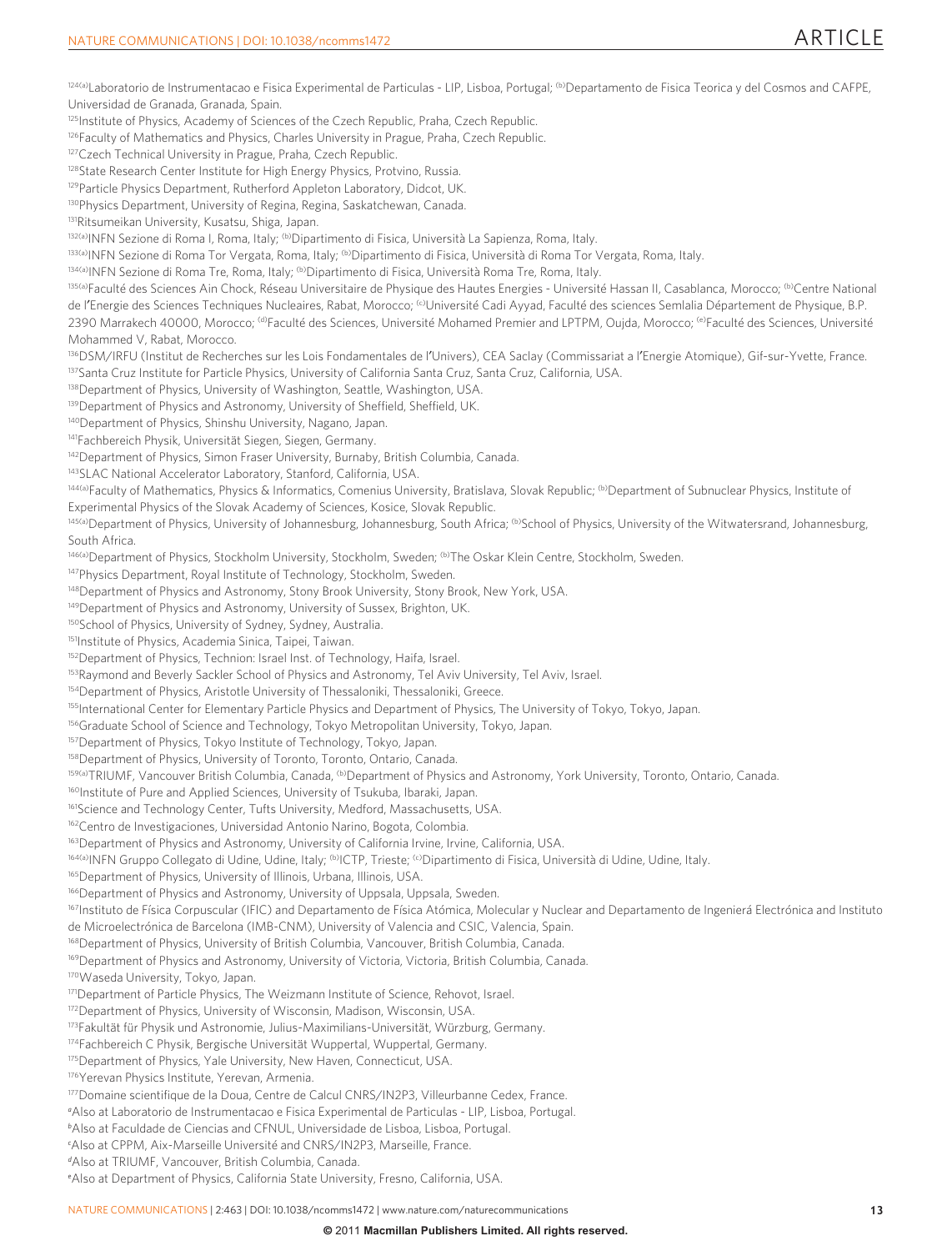[124(a)]Laboratorio de Instrumentacao e Fisica Experimental de Particulas - LIP, Lisboa, Portugal; [(b)]Departamento de Fisica Teorica y del Cosmos and CAFPE, Universidad de Granada, Granada, Spain.
[125]Institute of Physics, Academy of Sciences of the Czech Republic, Praha, Czech Republic.
[126]Faculty of Mathematics and Physics, Charles University in Prague, Praha, Czech Republic.
[127]Czech Technical University in Prague, Praha, Czech Republic.
[128]State Research Center Institute for High Energy Physics, Protvino, Russia.
[129]Particle Physics Department, Rutherford Appleton Laboratory, Didcot, UK.
[130]Physics Department, University of Regina, Regina, Saskatchewan, Canada.
[131]Ritsumeikan University, Kusatsu, Shiga, Japan.
[132(a)]INFN Sezione di Roma I, Roma, Italy; [(b)]Dipartimento di Fisica, Università La Sapienza, Roma, Italy.
[133(a)]INFN Sezione di Roma Tor Vergata, Roma, Italy; [(b)]Dipartimento di Fisica, Università di Roma Tor Vergata, Roma, Italy.
[134(a)]INFN Sezione di Roma Tre, Roma, Italy; [(b)]Dipartimento di Fisica, Università Roma Tre, Roma, Italy.
[135(a)]Faculté des Sciences Ain Chock, Réseau Universitaire de Physique des Hautes Energies - Université Hassan II, Casablanca, Morocco; [(b)]Centre National de l'Energie des Sciences Techniques Nucleaires, Rabat, Morocco; [(c)]Université Cadi Ayyad, Faculté des sciences Semlalia Département de Physique, B.P. 2390 Marrakech 40000, Morocco; [(d)]Faculté des Sciences, Université Mohamed Premier and LPTPM, Oujda, Morocco; [(e)]Faculté des Sciences, Université Mohammed V, Rabat, Morocco.
[136]DSM/IRFU (Institut de Recherches sur les Lois Fondamentales de l'Univers), CEA Saclay (Commissariat a l'Energie Atomique), Gif-sur-Yvette, France.
[137]Santa Cruz Institute for Particle Physics, University of California Santa Cruz, Santa Cruz, California, USA.
[138]Department of Physics, University of Washington, Seattle, Washington, USA.
[139]Department of Physics and Astronomy, University of Sheffield, Sheffield, UK.
[140]Department of Physics, Shinshu University, Nagano, Japan.
[141]Fachbereich Physik, Universität Siegen, Siegen, Germany.
[142]Department of Physics, Simon Fraser University, Burnaby, British Columbia, Canada.
[143]SLAC National Accelerator Laboratory, Stanford, California, USA.
[144(a)]Faculty of Mathematics, Physics & Informatics, Comenius University, Bratislava, Slovak Republic; [(b)]Department of Subnuclear Physics, Institute of Experimental Physics of the Slovak Academy of Sciences, Kosice, Slovak Republic.
[145(a)]Department of Physics, University of Johannesburg, Johannesburg, South Africa; [(b)]School of Physics, University of the Witwatersrand, Johannesburg, South Africa.
[146(a)]Department of Physics, Stockholm University, Stockholm, Sweden; [(b)]The Oskar Klein Centre, Stockholm, Sweden.
[147]Physics Department, Royal Institute of Technology, Stockholm, Sweden.
[148]Department of Physics and Astronomy, Stony Brook University, Stony Brook, New York, USA.
[149]Department of Physics and Astronomy, University of Sussex, Brighton, UK.
[150]School of Physics, University of Sydney, Sydney, Australia.
[151]Institute of Physics, Academia Sinica, Taipei, Taiwan.
[152]Department of Physics, Technion: Israel Inst. of Technology, Haifa, Israel.
[153]Raymond and Beverly Sackler School of Physics and Astronomy, Tel Aviv University, Tel Aviv, Israel.
[154]Department of Physics, Aristotle University of Thessaloniki, Thessaloniki, Greece.
[155]International Center for Elementary Particle Physics and Department of Physics, The University of Tokyo, Tokyo, Japan.
[156]Graduate School of Science and Technology, Tokyo Metropolitan University, Tokyo, Japan.
[157]Department of Physics, Tokyo Institute of Technology, Tokyo, Japan.
[158]Department of Physics, University of Toronto, Toronto, Ontario, Canada.
[159(a)]TRIUMF, Vancouver British Columbia, Canada, [(b)]Department of Physics and Astronomy, York University, Toronto, Ontario, Canada.
[160]Institute of Pure and Applied Sciences, University of Tsukuba, Ibaraki, Japan.
[161]Science and Technology Center, Tufts University, Medford, Massachusetts, USA.
[162]Centro de Investigaciones, Universidad Antonio Narino, Bogota, Colombia.
[163]Department of Physics and Astronomy, University of California Irvine, Irvine, California, USA.
[164(a)]INFN Gruppo Collegato di Udine, Udine, Italy; [(b)]ICTP, Trieste; [(c)]Dipartimento di Fisica, Università di Udine, Udine, Italy.
[165]Department of Physics, University of Illinois, Urbana, Illinois, USA.
[166]Department of Physics and Astronomy, University of Uppsala, Uppsala, Sweden.
[167]Instituto de Física Corpuscular (IFIC) and Departamento de Física Atómica, Molecular y Nuclear and Departamento de Ingenierá Electrónica and Instituto de Microelectrónica de Barcelona (IMB-CNM), University of Valencia and CSIC, Valencia, Spain.
[168]Department of Physics, University of British Columbia, Vancouver, British Columbia, Canada.
[169]Department of Physics and Astronomy, University of Victoria, Victoria, British Columbia, Canada.
[170]Waseda University, Tokyo, Japan.
[171]Department of Particle Physics, The Weizmann Institute of Science, Rehovot, Israel.
[172]Department of Physics, University of Wisconsin, Madison, Wisconsin, USA.
[173]Fakultät für Physik und Astronomie, Julius-Maximilians-Universität, Würzburg, Germany.
[174]Fachbereich C Physik, Bergische Universität Wuppertal, Wuppertal, Germany.
[175]Department of Physics, Yale University, New Haven, Connecticut, USA.
[176]Yerevan Physics Institute, Yerevan, Armenia.
[177]Domaine scientifique de la Doua, Centre de Calcul CNRS/IN2P3, Villeurbanne Cedex, France.
[a]Also at Laboratorio de Instrumentacao e Fisica Experimental de Particulas - LIP, Lisboa, Portugal.
[b]Also at Faculdade de Ciencias and CFNUL, Universidade de Lisboa, Lisboa, Portugal.
[c]Also at CPPM, Aix-Marseille Université and CNRS/IN2P3, Marseille, France.
[d]Also at TRIUMF, Vancouver, British Columbia, Canada.
[e]Also at Department of Physics, California State University, Fresno, California, USA.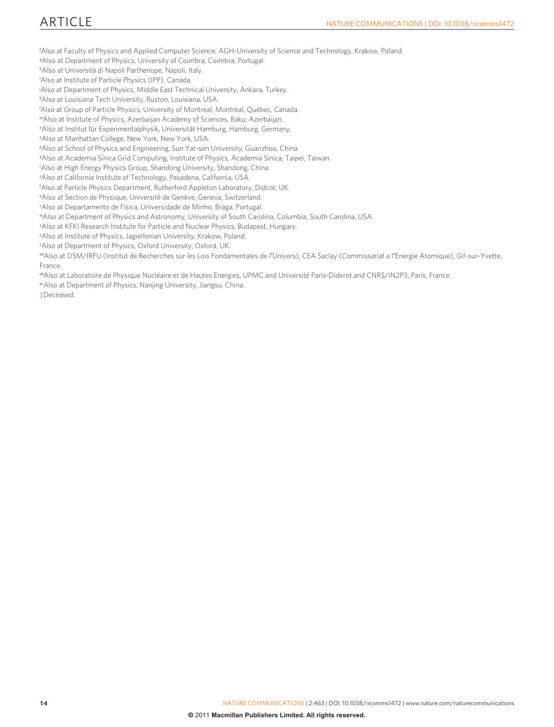[f]Also at Faculty of Physics and Applied Computer Science, AGH-University of Science and Technology, Krakow, Poland.
[g]Also at Department of Physics, University of Coimbra, Coimbra, Portugal.
[h]Also at Università di Napoli Parthenope, Napoli, Italy.
[i]Also at Institute of Particle Physics (IPP), Canada.
[j]Also at Department of Physics, Middle East Technical University, Ankara, Turkey.
[k]Also at Louisiana Tech University, Ruston, Louisiana, USA.
[l]Also at Group of Particle Physics, University of Montreal, Montreal, Québec, Canada.
[m]Also at Institute of Physics, Azerbaijan Academy of Sciences, Baku, Azerbaijan.
[n]Also at Institut für Experimentalphysik, Universität Hamburg, Hamburg, Germany.
[o]Also at Manhattan College, New York, New York, USA.
[p]Also at School of Physics and Engineering, Sun Yat-sen University, Guanzhou, China.
[q]Also at Academia Sinica Grid Computing, Institute of Physics, Academia Sinica, Taipei, Taiwan.
[r]Also at High Energy Physics Group, Shandong University, Shandong, China.
[s]Also at California Institute of Technology, Pasadena, California, USA.
[t]Also at Particle Physics Department, Rutherford Appleton Laboratory, Didcot, UK.
[u]Also at Section de Physique, Université de Genève, Geneva, Switzerland.
[v]Also at Departamento de Fisica, Universidade de Minho, Braga, Portugal.
[w]Also at Department of Physics and Astronomy, University of South Carolina, Columbia, South Carolina, USA.
[x]Also at KFKI Research Institute for Particle and Nuclear Physics, Budapest, Hungary.
[y]Also at Institute of Physics, Jagiellonian University, Krakow, Poland.
[z]Also at Department of Physics, Oxford University, Oxford, UK.
[aa]Also at DSM/IRFU (Institut de Recherches sur les Lois Fondamentales de l'Univers), CEA Saclay (Commissariat a l'Energie Atomique), Gif-sur-Yvette, France.
[ab]Also at Laboratoire de Physique Nucléaire et de Hautes Energies, UPMC and Université Paris-Diderot and CNRS/IN2P3, Paris, France.
[ac]Also at Department of Physics, Nanjing University, Jiangsu, China.
‡Deceased.